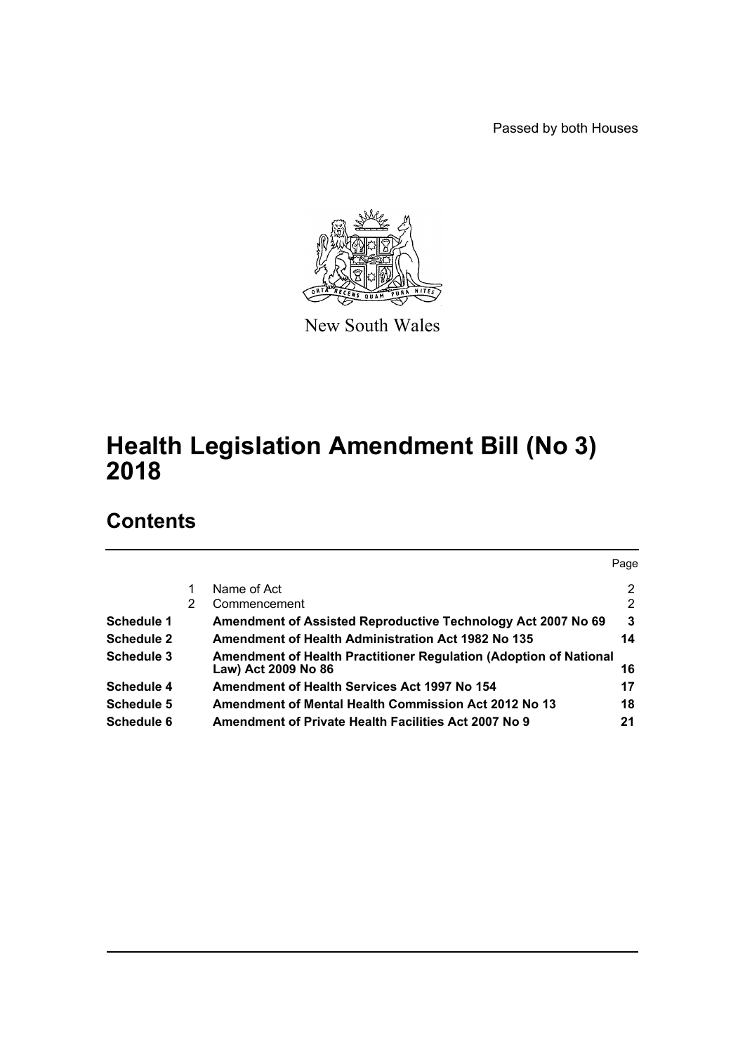Passed by both Houses

New South Wales

# Health Legislation Amendment Bill (No 3) 2018

## Contents

| | | | Page |
|---|---|---|---|
| | 1 | Name of Act | 2 |
| | 2 | Commencement | 2 |
| **Schedule 1** | | **Amendment of Assisted Reproductive Technology Act 2007 No 69** | **3** |
| **Schedule 2** | | **Amendment of Health Administration Act 1982 No 135** | **14** |
| **Schedule 3** | | **Amendment of Health Practitioner Regulation (Adoption of National Law) Act 2009 No 86** | **16** |
| **Schedule 4** | | **Amendment of Health Services Act 1997 No 154** | **17** |
| **Schedule 5** | | **Amendment of Mental Health Commission Act 2012 No 13** | **18** |
| **Schedule 6** | | **Amendment of Private Health Facilities Act 2007 No 9** | **21** |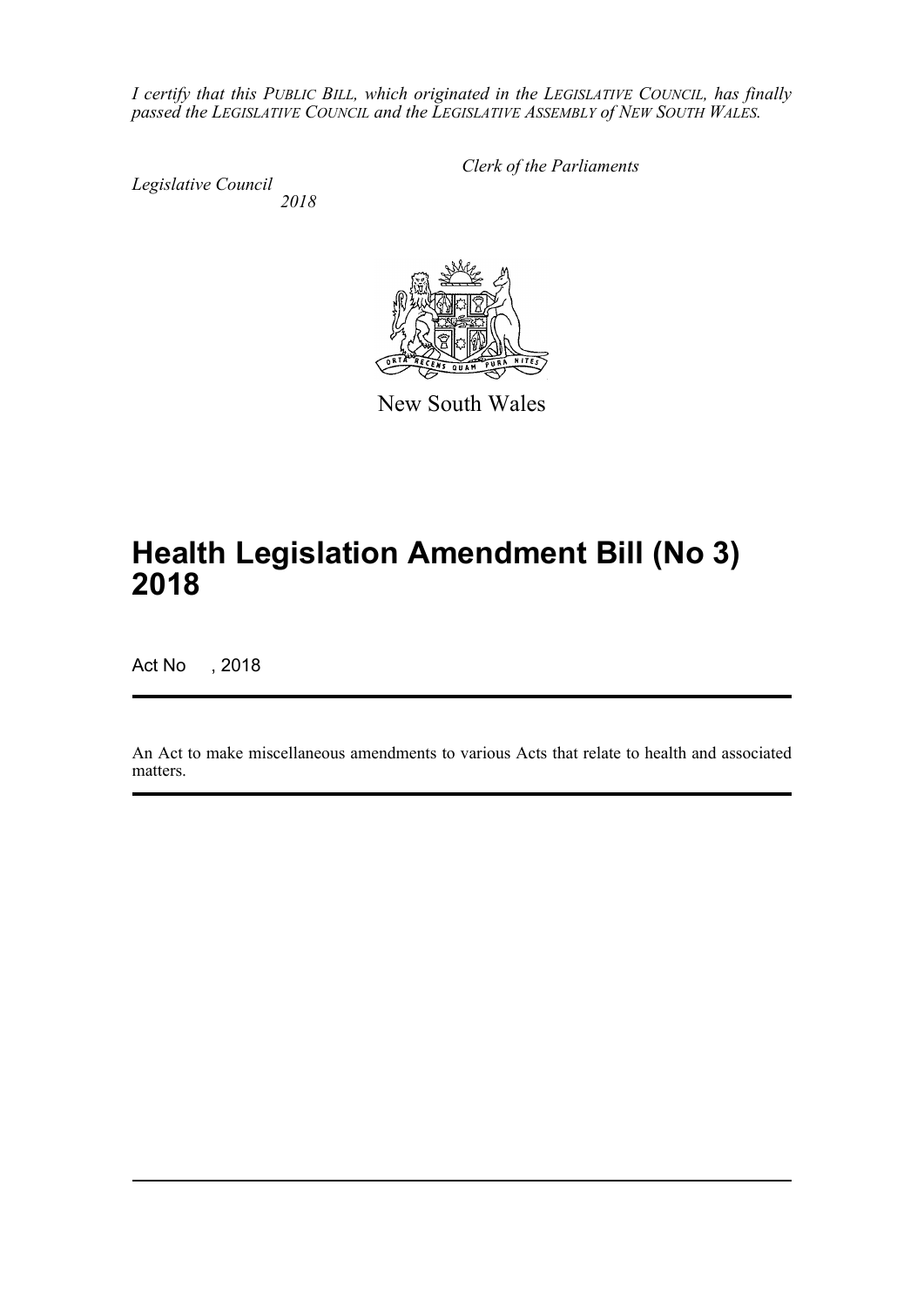*I certify that this PUBLIC BILL, which originated in the LEGISLATIVE COUNCIL, has finally passed the LEGISLATIVE COUNCIL and the LEGISLATIVE ASSEMBLY of NEW SOUTH WALES.*

*Clerk of the Parliaments*

*Legislative Council*
*2018*

New South Wales

# Health Legislation Amendment Bill (No 3) 2018

Act No , 2018

An Act to make miscellaneous amendments to various Acts that relate to health and associated matters.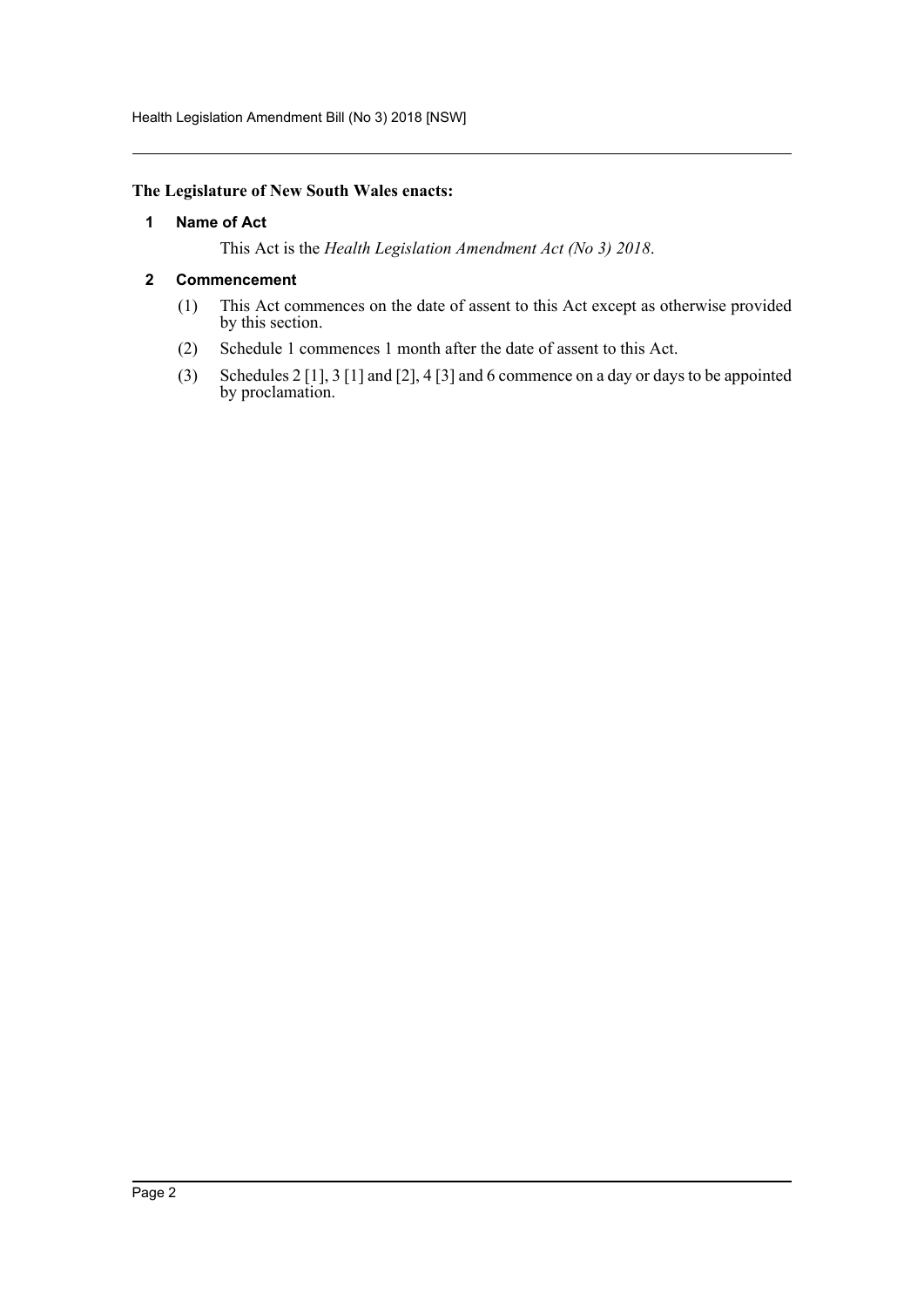**The Legislature of New South Wales enacts:**

### 1 Name of Act

This Act is the *Health Legislation Amendment Act (No 3) 2018*.

### 2 Commencement

(1) This Act commences on the date of assent to this Act except as otherwise provided by this section.

(2) Schedule 1 commences 1 month after the date of assent to this Act.

(3) Schedules 2 [1], 3 [1] and [2], 4 [3] and 6 commence on a day or days to be appointed by proclamation.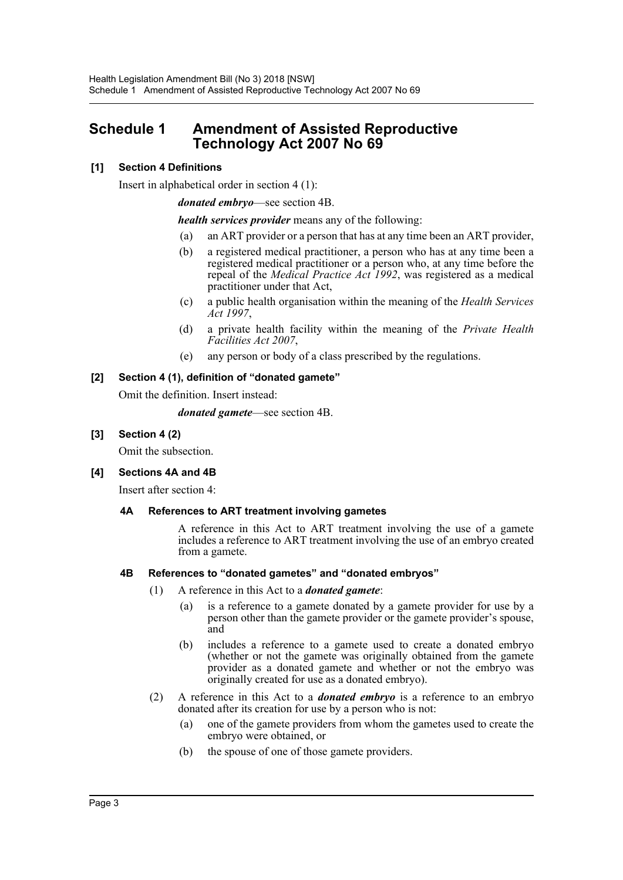# Schedule 1 Amendment of Assisted Reproductive Technology Act 2007 No 69

**[1] Section 4 Definitions**

Insert in alphabetical order in section 4 (1):

***donated embryo***—see section 4B.

***health services provider*** means any of the following:

(a) an ART provider or a person that has at any time been an ART provider,

(b) a registered medical practitioner, a person who has at any time been a registered medical practitioner or a person who, at any time before the repeal of the *Medical Practice Act 1992*, was registered as a medical practitioner under that Act,

(c) a public health organisation within the meaning of the *Health Services Act 1997*,

(d) a private health facility within the meaning of the *Private Health Facilities Act 2007*,

(e) any person or body of a class prescribed by the regulations.

**[2] Section 4 (1), definition of "donated gamete"**

Omit the definition. Insert instead:

***donated gamete***—see section 4B.

**[3] Section 4 (2)**

Omit the subsection.

**[4] Sections 4A and 4B**

Insert after section 4:

**4A References to ART treatment involving gametes**

A reference in this Act to ART treatment involving the use of a gamete includes a reference to ART treatment involving the use of an embryo created from a gamete.

**4B References to "donated gametes" and "donated embryos"**

(1) A reference in this Act to a ***donated gamete***:

(a) is a reference to a gamete donated by a gamete provider for use by a person other than the gamete provider or the gamete provider's spouse, and

(b) includes a reference to a gamete used to create a donated embryo (whether or not the gamete was originally obtained from the gamete provider as a donated gamete and whether or not the embryo was originally created for use as a donated embryo).

(2) A reference in this Act to a ***donated embryo*** is a reference to an embryo donated after its creation for use by a person who is not:

(a) one of the gamete providers from whom the gametes used to create the embryo were obtained, or

(b) the spouse of one of those gamete providers.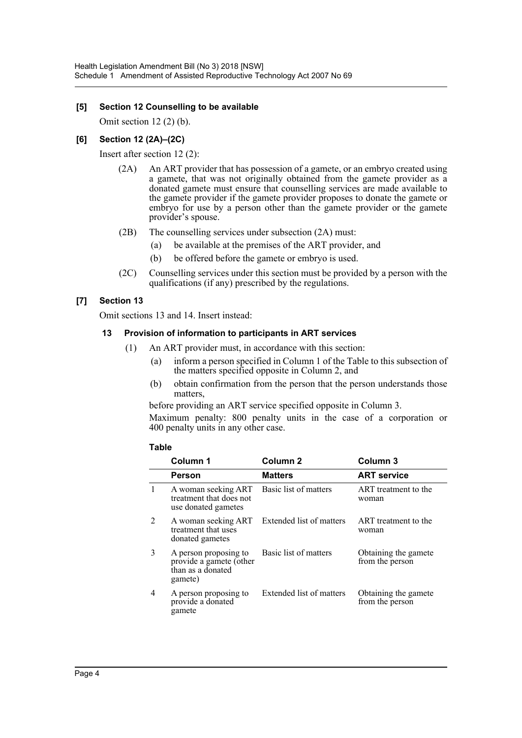### [5] Section 12 Counselling to be available

Omit section 12 (2) (b).

### [6] Section 12 (2A)–(2C)

Insert after section 12 (2):

(2A) An ART provider that has possession of a gamete, or an embryo created using a gamete, that was not originally obtained from the gamete provider as a donated gamete must ensure that counselling services are made available to the gamete provider if the gamete provider proposes to donate the gamete or embryo for use by a person other than the gamete provider or the gamete provider's spouse.

(2B) The counselling services under subsection (2A) must:

- (a) be available at the premises of the ART provider, and
- (b) be offered before the gamete or embryo is used.

(2C) Counselling services under this section must be provided by a person with the qualifications (if any) prescribed by the regulations.

### [7] Section 13

Omit sections 13 and 14. Insert instead:

#### 13 Provision of information to participants in ART services

(1) An ART provider must, in accordance with this section:

- (a) inform a person specified in Column 1 of the Table to this subsection of the matters specified opposite in Column 2, and
- (b) obtain confirmation from the person that the person understands those matters,

before providing an ART service specified opposite in Column 3.

Maximum penalty: 800 penalty units in the case of a corporation or 400 penalty units in any other case.

**Table**

| | Column 1 | Column 2 | Column 3 |
|---|---|---|---|
| | **Person** | **Matters** | **ART service** |
| 1 | A woman seeking ART treatment that does not use donated gametes | Basic list of matters | ART treatment to the woman |
| 2 | A woman seeking ART treatment that uses donated gametes | Extended list of matters | ART treatment to the woman |
| 3 | A person proposing to provide a gamete (other than as a donated gamete) | Basic list of matters | Obtaining the gamete from the person |
| 4 | A person proposing to provide a donated gamete | Extended list of matters | Obtaining the gamete from the person |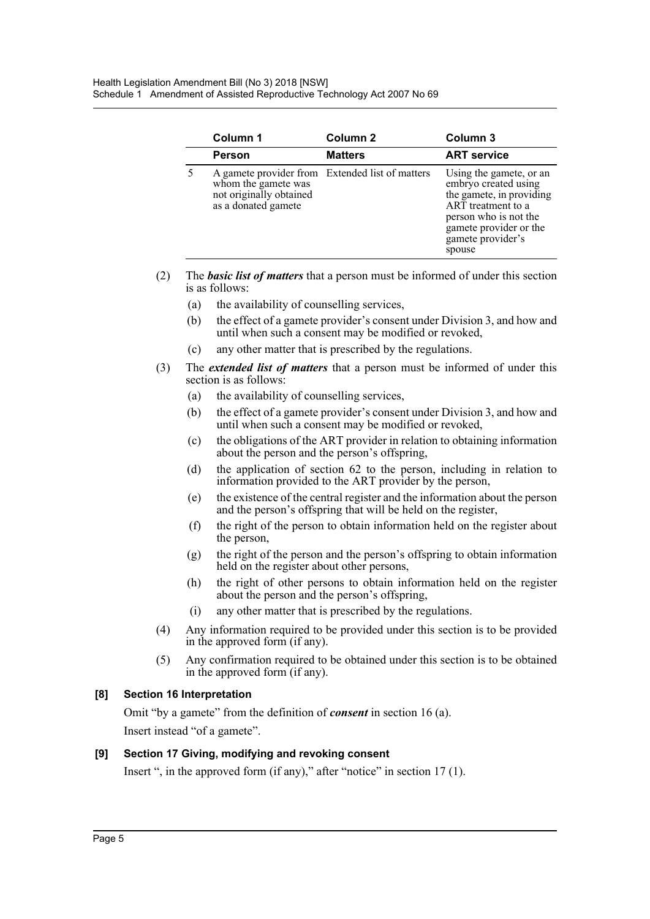| | Column 1 | Column 2 | Column 3 |
|---|---|---|---|
| | **Person** | **Matters** | **ART service** |
| 5 | A gamete provider from whom the gamete was not originally obtained as a donated gamete | Extended list of matters | Using the gamete, or an embryo created using the gamete, in providing ART treatment to a person who is not the gamete provider or the gamete provider's spouse |

(2) The ***basic list of matters*** that a person must be informed of under this section is as follows:

(a) the availability of counselling services,

(b) the effect of a gamete provider's consent under Division 3, and how and until when such a consent may be modified or revoked,

(c) any other matter that is prescribed by the regulations.

(3) The ***extended list of matters*** that a person must be informed of under this section is as follows:

(a) the availability of counselling services,

(b) the effect of a gamete provider's consent under Division 3, and how and until when such a consent may be modified or revoked,

(c) the obligations of the ART provider in relation to obtaining information about the person and the person's offspring,

(d) the application of section 62 to the person, including in relation to information provided to the ART provider by the person,

(e) the existence of the central register and the information about the person and the person's offspring that will be held on the register,

(f) the right of the person to obtain information held on the register about the person,

(g) the right of the person and the person's offspring to obtain information held on the register about other persons,

(h) the right of other persons to obtain information held on the register about the person and the person's offspring,

(i) any other matter that is prescribed by the regulations.

(4) Any information required to be provided under this section is to be provided in the approved form (if any).

(5) Any confirmation required to be obtained under this section is to be obtained in the approved form (if any).

### [8] Section 16 Interpretation

Omit "by a gamete" from the definition of ***consent*** in section 16 (a).

Insert instead "of a gamete".

### [9] Section 17 Giving, modifying and revoking consent

Insert ", in the approved form (if any)," after "notice" in section 17 (1).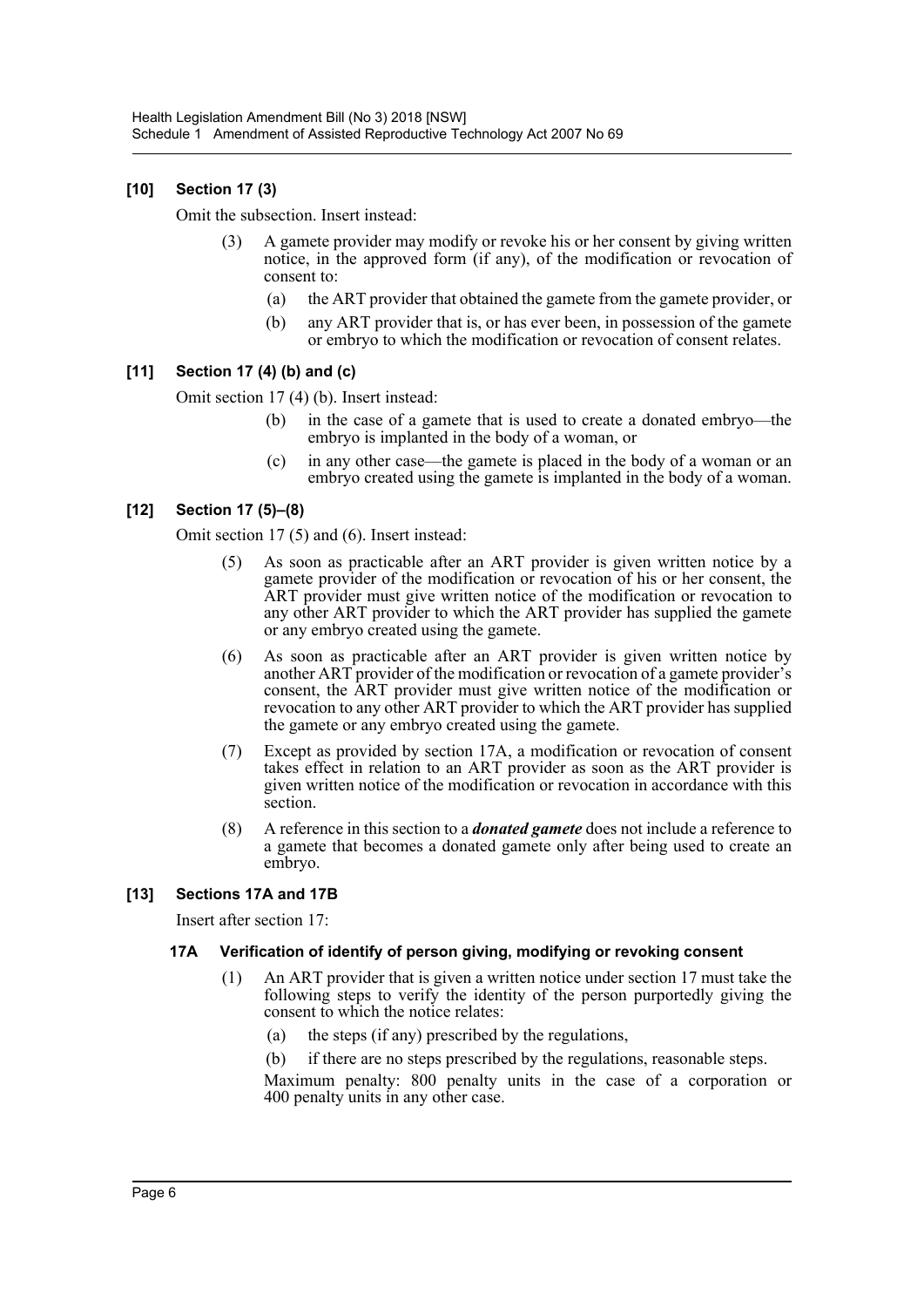### [10] Section 17 (3)

Omit the subsection. Insert instead:

> (3) A gamete provider may modify or revoke his or her consent by giving written notice, in the approved form (if any), of the modification or revocation of consent to:
>
> (a) the ART provider that obtained the gamete from the gamete provider, or
>
> (b) any ART provider that is, or has ever been, in possession of the gamete or embryo to which the modification or revocation of consent relates.

### [11] Section 17 (4) (b) and (c)

Omit section 17 (4) (b). Insert instead:

> (b) in the case of a gamete that is used to create a donated embryo—the embryo is implanted in the body of a woman, or
>
> (c) in any other case—the gamete is placed in the body of a woman or an embryo created using the gamete is implanted in the body of a woman.

### [12] Section 17 (5)–(8)

Omit section 17 (5) and (6). Insert instead:

> (5) As soon as practicable after an ART provider is given written notice by a gamete provider of the modification or revocation of his or her consent, the ART provider must give written notice of the modification or revocation to any other ART provider to which the ART provider has supplied the gamete or any embryo created using the gamete.
>
> (6) As soon as practicable after an ART provider is given written notice by another ART provider of the modification or revocation of a gamete provider's consent, the ART provider must give written notice of the modification or revocation to any other ART provider to which the ART provider has supplied the gamete or any embryo created using the gamete.
>
> (7) Except as provided by section 17A, a modification or revocation of consent takes effect in relation to an ART provider as soon as the ART provider is given written notice of the modification or revocation in accordance with this section.
>
> (8) A reference in this section to a ***donated gamete*** does not include a reference to a gamete that becomes a donated gamete only after being used to create an embryo.

### [13] Sections 17A and 17B

Insert after section 17:

> #### 17A Verification of identify of person giving, modifying or revoking consent
>
> (1) An ART provider that is given a written notice under section 17 must take the following steps to verify the identity of the person purportedly giving the consent to which the notice relates:
>
> (a) the steps (if any) prescribed by the regulations,
>
> (b) if there are no steps prescribed by the regulations, reasonable steps.
>
> Maximum penalty: 800 penalty units in the case of a corporation or 400 penalty units in any other case.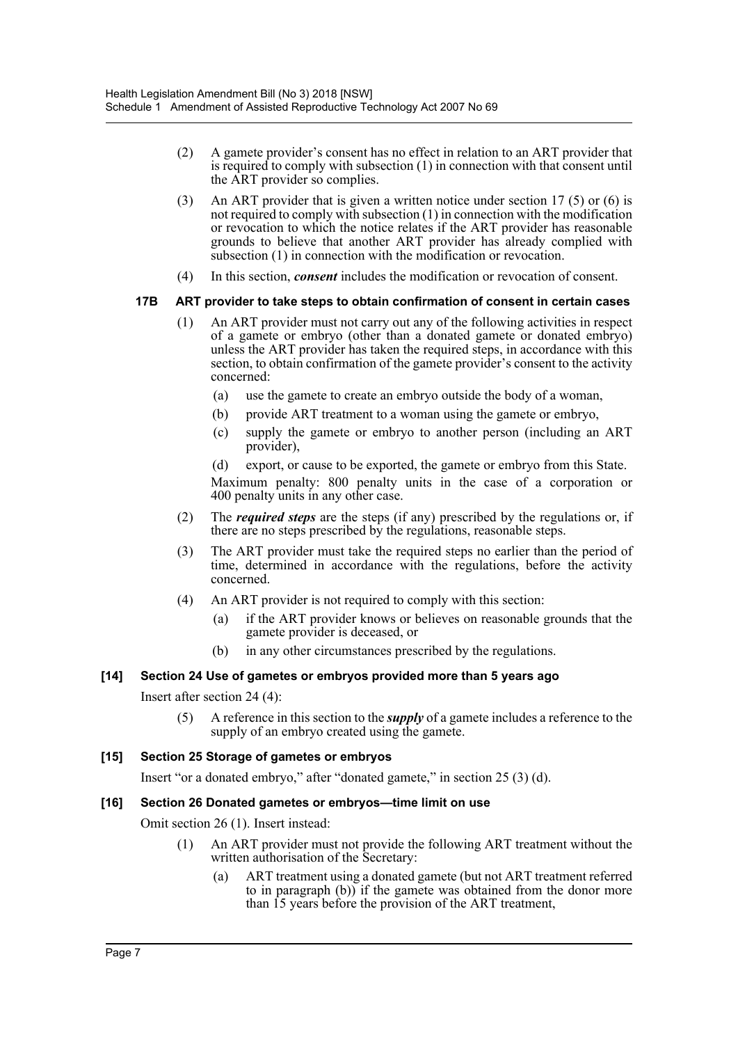(2) A gamete provider's consent has no effect in relation to an ART provider that is required to comply with subsection (1) in connection with that consent until the ART provider so complies.

(3) An ART provider that is given a written notice under section 17 (5) or (6) is not required to comply with subsection (1) in connection with the modification or revocation to which the notice relates if the ART provider has reasonable grounds to believe that another ART provider has already complied with subsection (1) in connection with the modification or revocation.

(4) In this section, ***consent*** includes the modification or revocation of consent.

#### 17B ART provider to take steps to obtain confirmation of consent in certain cases

(1) An ART provider must not carry out any of the following activities in respect of a gamete or embryo (other than a donated gamete or donated embryo) unless the ART provider has taken the required steps, in accordance with this section, to obtain confirmation of the gamete provider's consent to the activity concerned:

- (a) use the gamete to create an embryo outside the body of a woman,
- (b) provide ART treatment to a woman using the gamete or embryo,
- (c) supply the gamete or embryo to another person (including an ART provider),
- (d) export, or cause to be exported, the gamete or embryo from this State.

Maximum penalty: 800 penalty units in the case of a corporation or 400 penalty units in any other case.

(2) The ***required steps*** are the steps (if any) prescribed by the regulations or, if there are no steps prescribed by the regulations, reasonable steps.

(3) The ART provider must take the required steps no earlier than the period of time, determined in accordance with the regulations, before the activity concerned.

(4) An ART provider is not required to comply with this section:

- (a) if the ART provider knows or believes on reasonable grounds that the gamete provider is deceased, or
- (b) in any other circumstances prescribed by the regulations.

### [14] Section 24 Use of gametes or embryos provided more than 5 years ago

Insert after section 24 (4):

(5) A reference in this section to the ***supply*** of a gamete includes a reference to the supply of an embryo created using the gamete.

### [15] Section 25 Storage of gametes or embryos

Insert "or a donated embryo," after "donated gamete," in section 25 (3) (d).

### [16] Section 26 Donated gametes or embryos—time limit on use

Omit section 26 (1). Insert instead:

(1) An ART provider must not provide the following ART treatment without the written authorisation of the Secretary:

- (a) ART treatment using a donated gamete (but not ART treatment referred to in paragraph (b)) if the gamete was obtained from the donor more than 15 years before the provision of the ART treatment,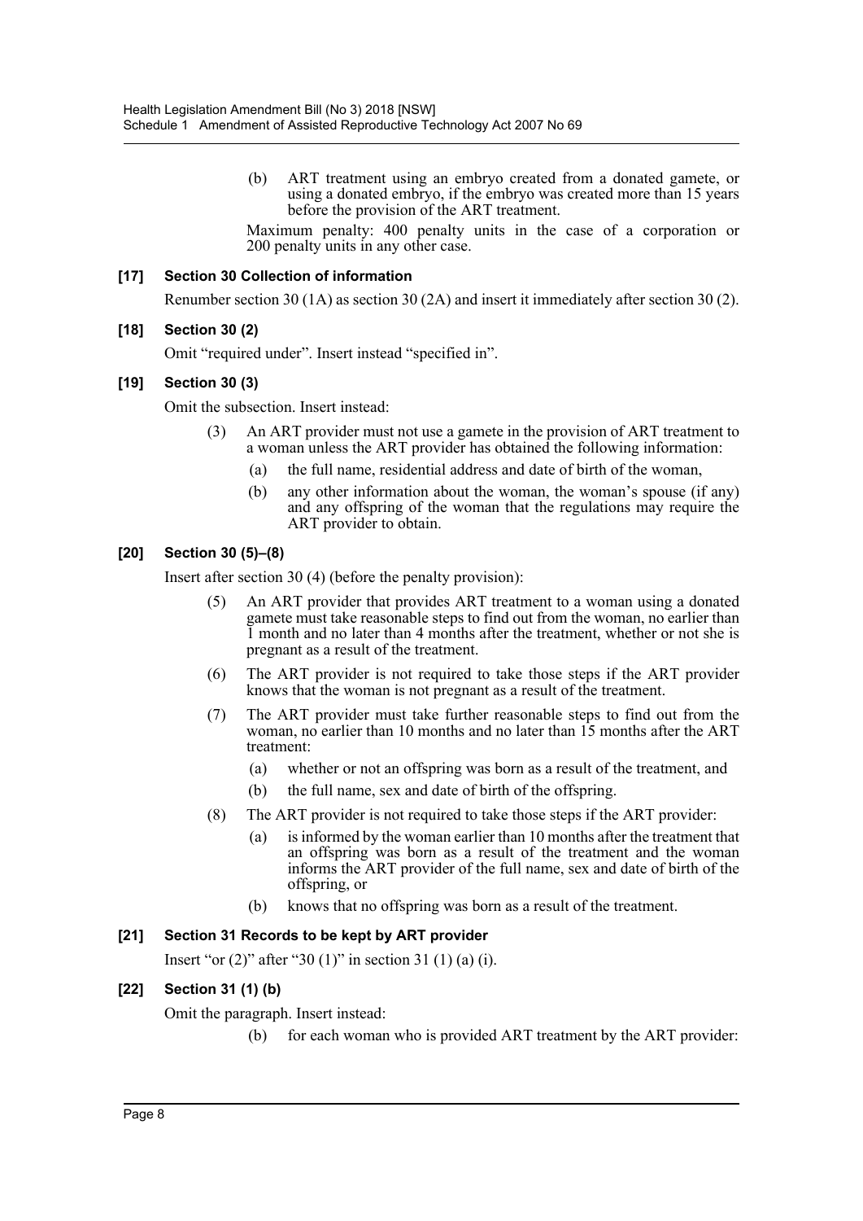(b) ART treatment using an embryo created from a donated gamete, or using a donated embryo, if the embryo was created more than 15 years before the provision of the ART treatment.

Maximum penalty: 400 penalty units in the case of a corporation or 200 penalty units in any other case.

### [17] Section 30 Collection of information

Renumber section 30 (1A) as section 30 (2A) and insert it immediately after section 30 (2).

### [18] Section 30 (2)

Omit "required under". Insert instead "specified in".

### [19] Section 30 (3)

Omit the subsection. Insert instead:

(3) An ART provider must not use a gamete in the provision of ART treatment to a woman unless the ART provider has obtained the following information:

(a) the full name, residential address and date of birth of the woman,

(b) any other information about the woman, the woman's spouse (if any) and any offspring of the woman that the regulations may require the ART provider to obtain.

### [20] Section 30 (5)–(8)

Insert after section 30 (4) (before the penalty provision):

(5) An ART provider that provides ART treatment to a woman using a donated gamete must take reasonable steps to find out from the woman, no earlier than 1 month and no later than 4 months after the treatment, whether or not she is pregnant as a result of the treatment.

(6) The ART provider is not required to take those steps if the ART provider knows that the woman is not pregnant as a result of the treatment.

(7) The ART provider must take further reasonable steps to find out from the woman, no earlier than 10 months and no later than 15 months after the ART treatment:

(a) whether or not an offspring was born as a result of the treatment, and

(b) the full name, sex and date of birth of the offspring.

(8) The ART provider is not required to take those steps if the ART provider:

(a) is informed by the woman earlier than 10 months after the treatment that an offspring was born as a result of the treatment and the woman informs the ART provider of the full name, sex and date of birth of the offspring, or

(b) knows that no offspring was born as a result of the treatment.

### [21] Section 31 Records to be kept by ART provider

Insert "or (2)" after "30 (1)" in section 31 (1) (a) (i).

### [22] Section 31 (1) (b)

Omit the paragraph. Insert instead:

(b) for each woman who is provided ART treatment by the ART provider: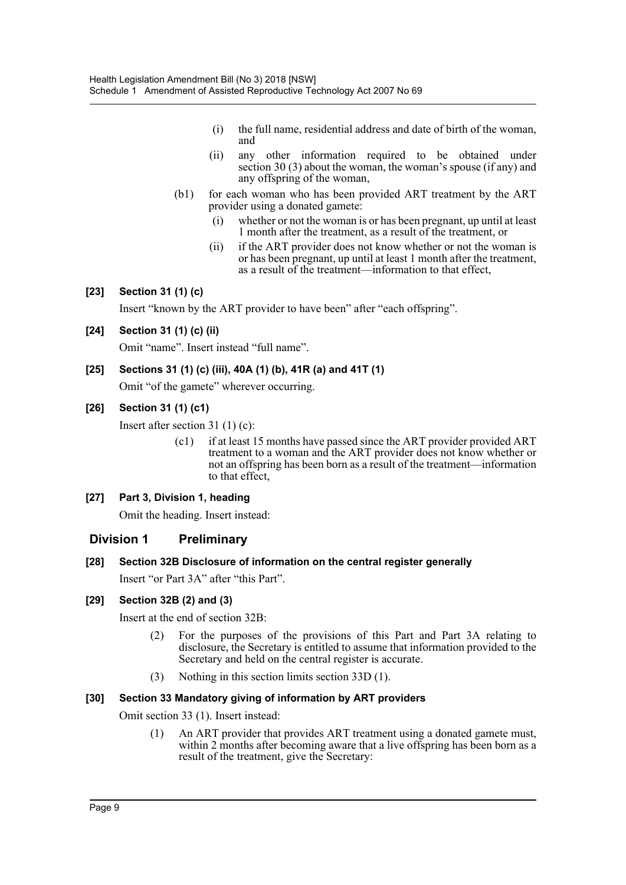(i) the full name, residential address and date of birth of the woman, and

(ii) any other information required to be obtained under section 30 (3) about the woman, the woman's spouse (if any) and any offspring of the woman,

(b1) for each woman who has been provided ART treatment by the ART provider using a donated gamete:

(i) whether or not the woman is or has been pregnant, up until at least 1 month after the treatment, as a result of the treatment, or

(ii) if the ART provider does not know whether or not the woman is or has been pregnant, up until at least 1 month after the treatment, as a result of the treatment—information to that effect,

**[23] Section 31 (1) (c)**

Insert "known by the ART provider to have been" after "each offspring".

**[24] Section 31 (1) (c) (ii)**

Omit "name". Insert instead "full name".

**[25] Sections 31 (1) (c) (iii), 40A (1) (b), 41R (a) and 41T (1)**

Omit "of the gamete" wherever occurring.

**[26] Section 31 (1) (c1)**

Insert after section 31 (1) (c):

(c1) if at least 15 months have passed since the ART provider provided ART treatment to a woman and the ART provider does not know whether or not an offspring has been born as a result of the treatment—information to that effect,

**[27] Part 3, Division 1, heading**

Omit the heading. Insert instead:

## Division 1 Preliminary

**[28] Section 32B Disclosure of information on the central register generally**

Insert "or Part 3A" after "this Part".

**[29] Section 32B (2) and (3)**

Insert at the end of section 32B:

(2) For the purposes of the provisions of this Part and Part 3A relating to disclosure, the Secretary is entitled to assume that information provided to the Secretary and held on the central register is accurate.

(3) Nothing in this section limits section 33D (1).

**[30] Section 33 Mandatory giving of information by ART providers**

Omit section 33 (1). Insert instead:

(1) An ART provider that provides ART treatment using a donated gamete must, within 2 months after becoming aware that a live offspring has been born as a result of the treatment, give the Secretary: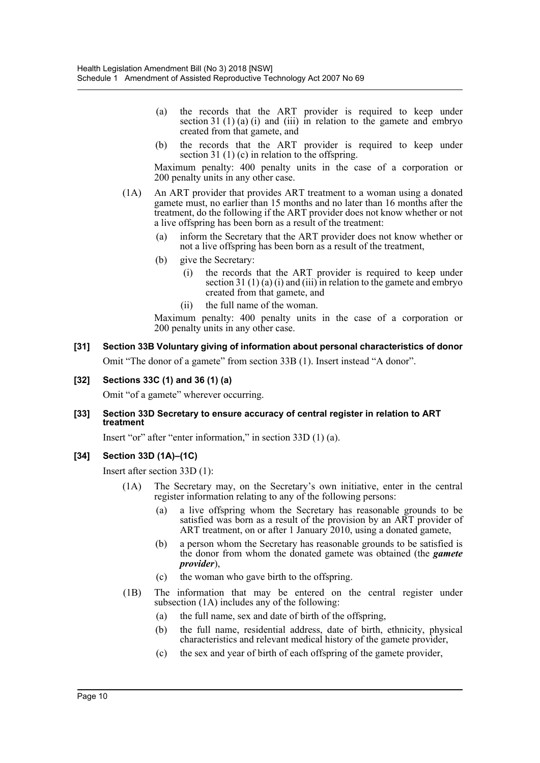(a) the records that the ART provider is required to keep under section 31 (1) (a) (i) and (iii) in relation to the gamete and embryo created from that gamete, and

(b) the records that the ART provider is required to keep under section 31 (1) (c) in relation to the offspring.

Maximum penalty: 400 penalty units in the case of a corporation or 200 penalty units in any other case.

(1A) An ART provider that provides ART treatment to a woman using a donated gamete must, no earlier than 15 months and no later than 16 months after the treatment, do the following if the ART provider does not know whether or not a live offspring has been born as a result of the treatment:

(a) inform the Secretary that the ART provider does not know whether or not a live offspring has been born as a result of the treatment,

(b) give the Secretary:

(i) the records that the ART provider is required to keep under section 31 (1) (a) (i) and (iii) in relation to the gamete and embryo created from that gamete, and

(ii) the full name of the woman.

Maximum penalty: 400 penalty units in the case of a corporation or 200 penalty units in any other case.

**[31] Section 33B Voluntary giving of information about personal characteristics of donor**

Omit "The donor of a gamete" from section 33B (1). Insert instead "A donor".

**[32] Sections 33C (1) and 36 (1) (a)**

Omit "of a gamete" wherever occurring.

**[33] Section 33D Secretary to ensure accuracy of central register in relation to ART treatment**

Insert "or" after "enter information," in section 33D (1) (a).

**[34] Section 33D (1A)–(1C)**

Insert after section 33D (1):

(1A) The Secretary may, on the Secretary's own initiative, enter in the central register information relating to any of the following persons:

(a) a live offspring whom the Secretary has reasonable grounds to be satisfied was born as a result of the provision by an ART provider of ART treatment, on or after 1 January 2010, using a donated gamete,

(b) a person whom the Secretary has reasonable grounds to be satisfied is the donor from whom the donated gamete was obtained (the ***gamete provider***),

(c) the woman who gave birth to the offspring.

(1B) The information that may be entered on the central register under subsection (1A) includes any of the following:

(a) the full name, sex and date of birth of the offspring,

(b) the full name, residential address, date of birth, ethnicity, physical characteristics and relevant medical history of the gamete provider,

(c) the sex and year of birth of each offspring of the gamete provider,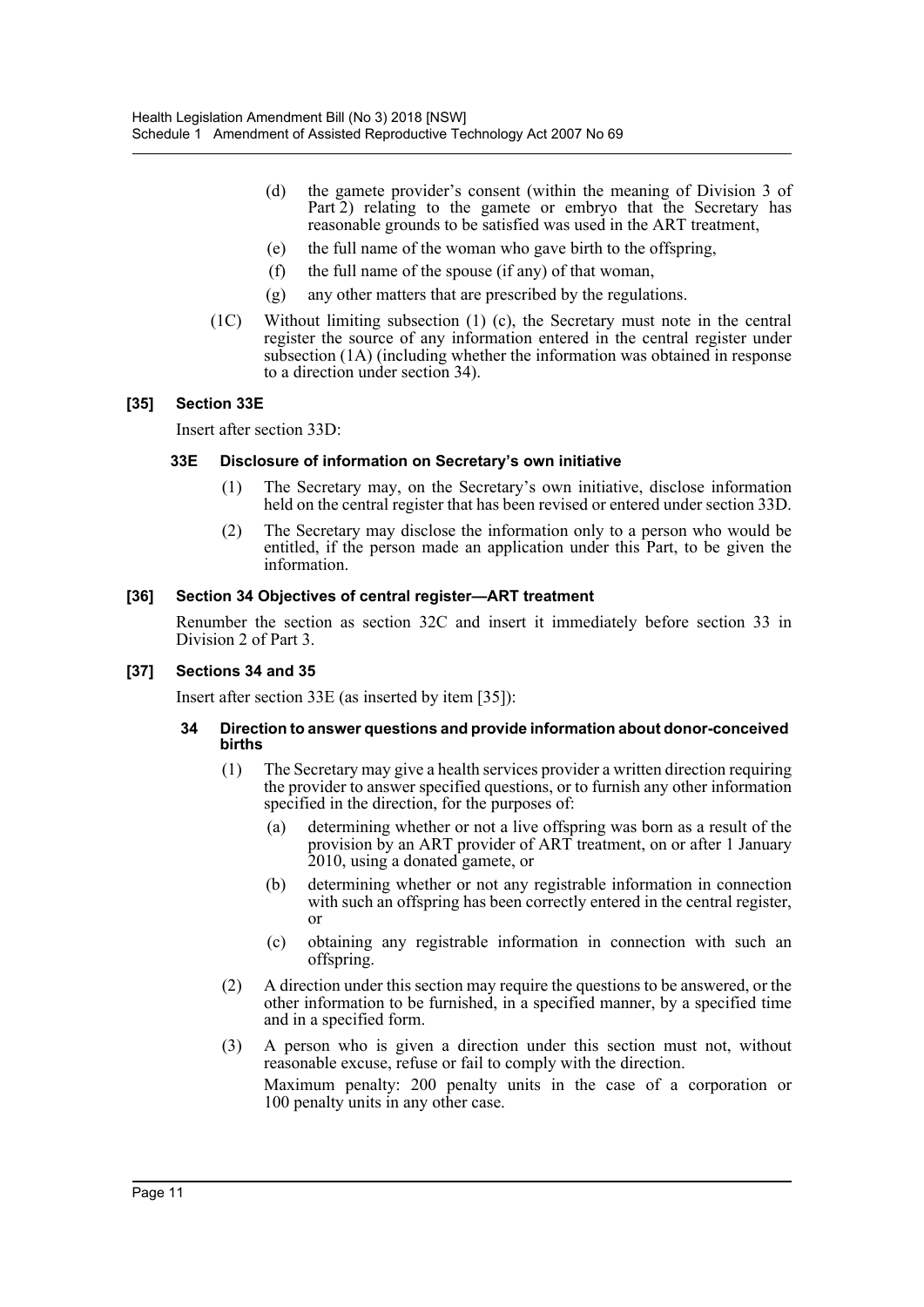(d) the gamete provider's consent (within the meaning of Division 3 of Part 2) relating to the gamete or embryo that the Secretary has reasonable grounds to be satisfied was used in the ART treatment,

(e) the full name of the woman who gave birth to the offspring,

(f) the full name of the spouse (if any) of that woman,

(g) any other matters that are prescribed by the regulations.

(1C) Without limiting subsection (1) (c), the Secretary must note in the central register the source of any information entered in the central register under subsection (1A) (including whether the information was obtained in response to a direction under section 34).

### [35] Section 33E

Insert after section 33D:

#### 33E Disclosure of information on Secretary's own initiative

(1) The Secretary may, on the Secretary's own initiative, disclose information held on the central register that has been revised or entered under section 33D.

(2) The Secretary may disclose the information only to a person who would be entitled, if the person made an application under this Part, to be given the information.

### [36] Section 34 Objectives of central register—ART treatment

Renumber the section as section 32C and insert it immediately before section 33 in Division 2 of Part 3.

### [37] Sections 34 and 35

Insert after section 33E (as inserted by item [35]):

#### 34 Direction to answer questions and provide information about donor-conceived births

(1) The Secretary may give a health services provider a written direction requiring the provider to answer specified questions, or to furnish any other information specified in the direction, for the purposes of:

(a) determining whether or not a live offspring was born as a result of the provision by an ART provider of ART treatment, on or after 1 January 2010, using a donated gamete, or

(b) determining whether or not any registrable information in connection with such an offspring has been correctly entered in the central register, or

(c) obtaining any registrable information in connection with such an offspring.

(2) A direction under this section may require the questions to be answered, or the other information to be furnished, in a specified manner, by a specified time and in a specified form.

(3) A person who is given a direction under this section must not, without reasonable excuse, refuse or fail to comply with the direction.

Maximum penalty: 200 penalty units in the case of a corporation or 100 penalty units in any other case.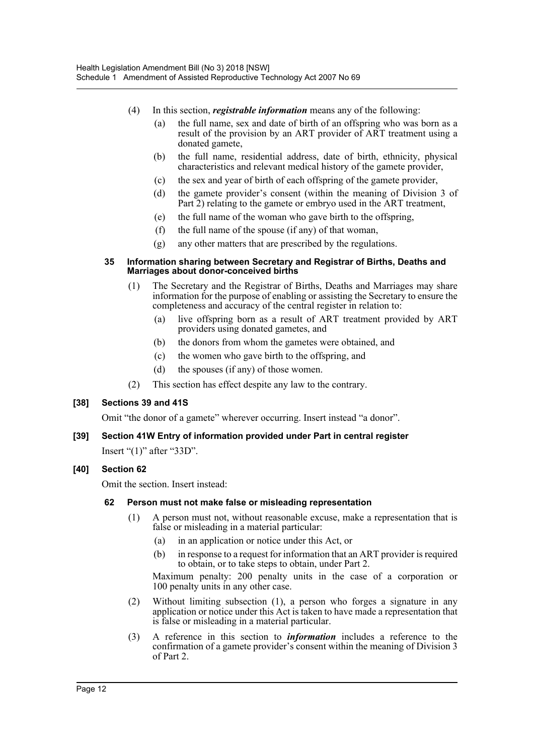(4) In this section, ***registrable information*** means any of the following:

- (a) the full name, sex and date of birth of an offspring who was born as a result of the provision by an ART provider of ART treatment using a donated gamete,
- (b) the full name, residential address, date of birth, ethnicity, physical characteristics and relevant medical history of the gamete provider,
- (c) the sex and year of birth of each offspring of the gamete provider,
- (d) the gamete provider's consent (within the meaning of Division 3 of Part 2) relating to the gamete or embryo used in the ART treatment,
- (e) the full name of the woman who gave birth to the offspring,
- (f) the full name of the spouse (if any) of that woman,
- (g) any other matters that are prescribed by the regulations.

#### 35 Information sharing between Secretary and Registrar of Births, Deaths and Marriages about donor-conceived births

(1) The Secretary and the Registrar of Births, Deaths and Marriages may share information for the purpose of enabling or assisting the Secretary to ensure the completeness and accuracy of the central register in relation to:

- (a) live offspring born as a result of ART treatment provided by ART providers using donated gametes, and
- (b) the donors from whom the gametes were obtained, and
- (c) the women who gave birth to the offspring, and
- (d) the spouses (if any) of those women.

(2) This section has effect despite any law to the contrary.

### [38] Sections 39 and 41S

Omit "the donor of a gamete" wherever occurring. Insert instead "a donor".

### [39] Section 41W Entry of information provided under Part in central register

Insert "(1)" after "33D".

### [40] Section 62

Omit the section. Insert instead:

#### 62 Person must not make false or misleading representation

(1) A person must not, without reasonable excuse, make a representation that is false or misleading in a material particular:

- (a) in an application or notice under this Act, or
- (b) in response to a request for information that an ART provider is required to obtain, or to take steps to obtain, under Part 2.

Maximum penalty: 200 penalty units in the case of a corporation or 100 penalty units in any other case.

(2) Without limiting subsection (1), a person who forges a signature in any application or notice under this Act is taken to have made a representation that is false or misleading in a material particular.

(3) A reference in this section to ***information*** includes a reference to the confirmation of a gamete provider's consent within the meaning of Division 3 of Part 2.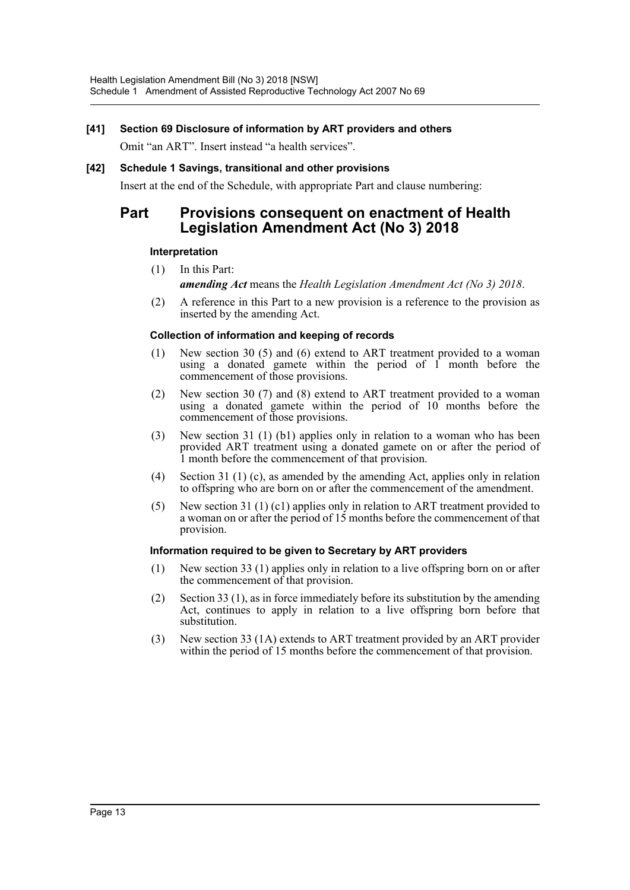### [41] Section 69 Disclosure of information by ART providers and others

Omit "an ART". Insert instead "a health services".

### [42] Schedule 1 Savings, transitional and other provisions

Insert at the end of the Schedule, with appropriate Part and clause numbering:

## Part Provisions consequent on enactment of Health Legislation Amendment Act (No 3) 2018

#### Interpretation

(1) In this Part:

***amending Act*** means the *Health Legislation Amendment Act (No 3) 2018*.

(2) A reference in this Part to a new provision is a reference to the provision as inserted by the amending Act.

#### Collection of information and keeping of records

(1) New section 30 (5) and (6) extend to ART treatment provided to a woman using a donated gamete within the period of 1 month before the commencement of those provisions.

(2) New section 30 (7) and (8) extend to ART treatment provided to a woman using a donated gamete within the period of 10 months before the commencement of those provisions.

(3) New section 31 (1) (b1) applies only in relation to a woman who has been provided ART treatment using a donated gamete on or after the period of 1 month before the commencement of that provision.

(4) Section 31 (1) (c), as amended by the amending Act, applies only in relation to offspring who are born on or after the commencement of the amendment.

(5) New section 31 (1) (c1) applies only in relation to ART treatment provided to a woman on or after the period of 15 months before the commencement of that provision.

#### Information required to be given to Secretary by ART providers

(1) New section 33 (1) applies only in relation to a live offspring born on or after the commencement of that provision.

(2) Section 33 (1), as in force immediately before its substitution by the amending Act, continues to apply in relation to a live offspring born before that substitution.

(3) New section 33 (1A) extends to ART treatment provided by an ART provider within the period of 15 months before the commencement of that provision.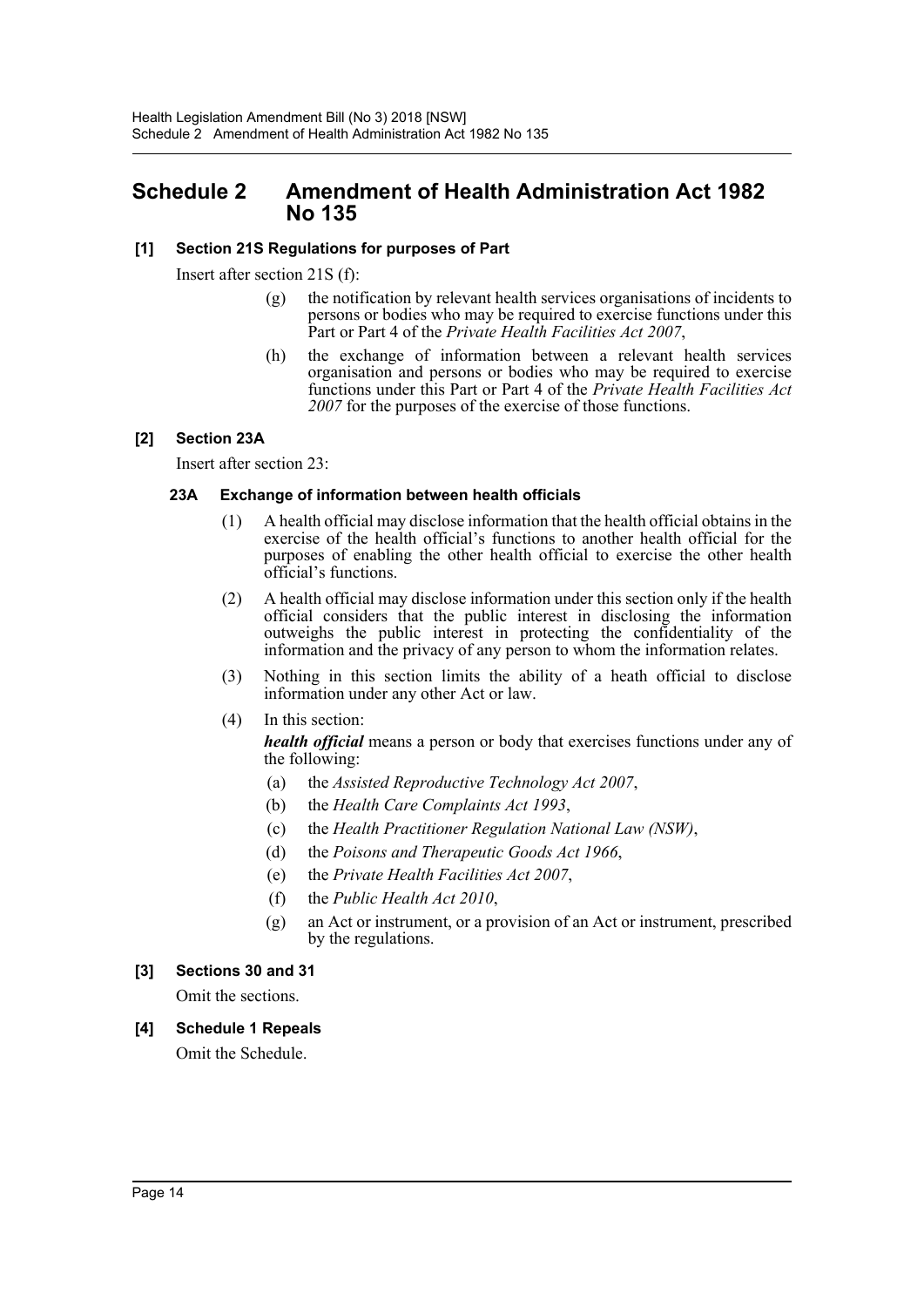# Schedule 2 Amendment of Health Administration Act 1982 No 135

### [1] Section 21S Regulations for purposes of Part

Insert after section 21S (f):

(g) the notification by relevant health services organisations of incidents to persons or bodies who may be required to exercise functions under this Part or Part 4 of the *Private Health Facilities Act 2007*,

(h) the exchange of information between a relevant health services organisation and persons or bodies who may be required to exercise functions under this Part or Part 4 of the *Private Health Facilities Act 2007* for the purposes of the exercise of those functions.

### [2] Section 23A

Insert after section 23:

#### 23A Exchange of information between health officials

(1) A health official may disclose information that the health official obtains in the exercise of the health official's functions to another health official for the purposes of enabling the other health official to exercise the other health official's functions.

(2) A health official may disclose information under this section only if the health official considers that the public interest in disclosing the information outweighs the public interest in protecting the confidentiality of the information and the privacy of any person to whom the information relates.

(3) Nothing in this section limits the ability of a heath official to disclose information under any other Act or law.

(4) In this section:

***health official*** means a person or body that exercises functions under any of the following:

(a) the *Assisted Reproductive Technology Act 2007*,

(b) the *Health Care Complaints Act 1993*,

(c) the *Health Practitioner Regulation National Law (NSW)*,

(d) the *Poisons and Therapeutic Goods Act 1966*,

(e) the *Private Health Facilities Act 2007*,

(f) the *Public Health Act 2010*,

(g) an Act or instrument, or a provision of an Act or instrument, prescribed by the regulations.

### [3] Sections 30 and 31

Omit the sections.

### [4] Schedule 1 Repeals

Omit the Schedule.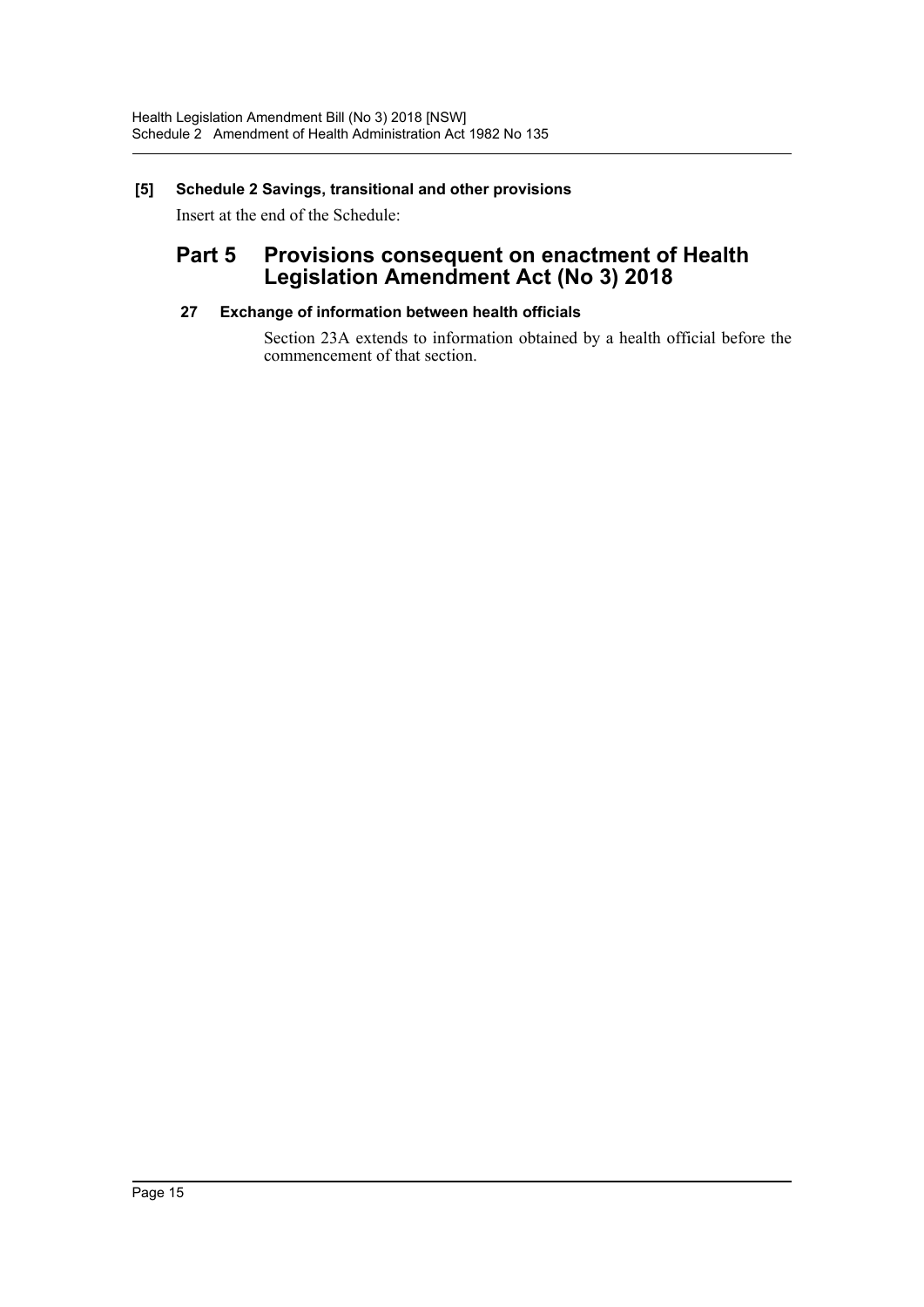**[5] Schedule 2 Savings, transitional and other provisions**

Insert at the end of the Schedule:

## Part 5 Provisions consequent on enactment of Health Legislation Amendment Act (No 3) 2018

### 27 Exchange of information between health officials

Section 23A extends to information obtained by a health official before the commencement of that section.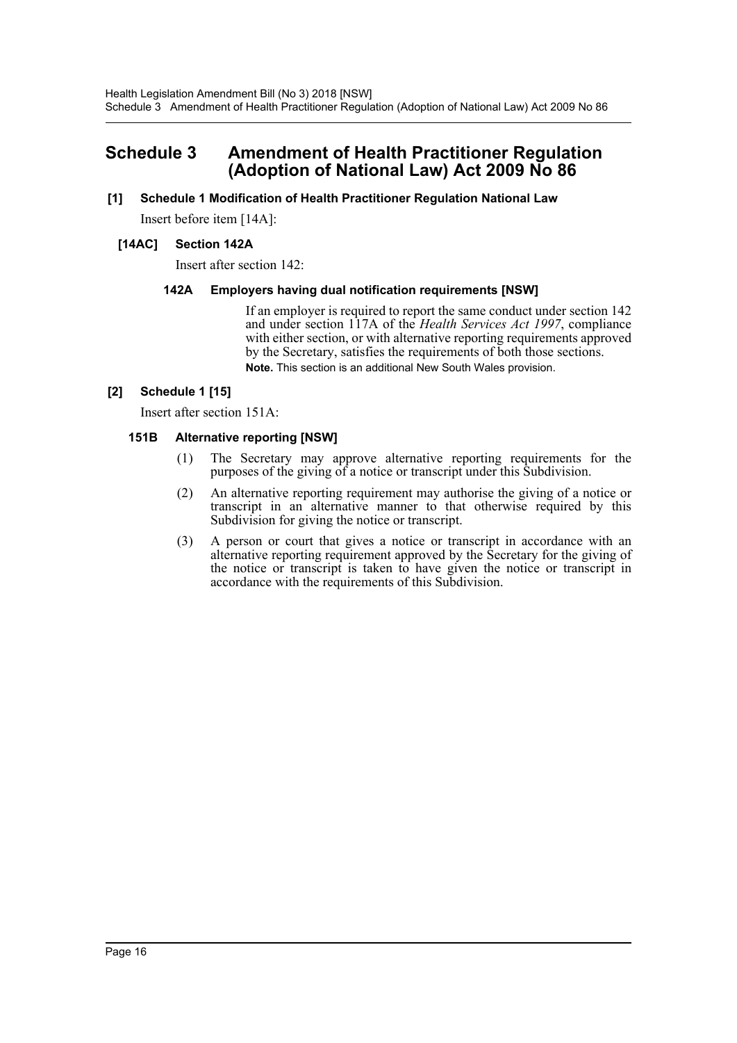# Schedule 3 Amendment of Health Practitioner Regulation (Adoption of National Law) Act 2009 No 86

**[1] Schedule 1 Modification of Health Practitioner Regulation National Law**

Insert before item [14A]:

**[14AC] Section 142A**

Insert after section 142:

**142A Employers having dual notification requirements [NSW]**

If an employer is required to report the same conduct under section 142 and under section 117A of the *Health Services Act 1997*, compliance with either section, or with alternative reporting requirements approved by the Secretary, satisfies the requirements of both those sections.

**Note.** This section is an additional New South Wales provision.

**[2] Schedule 1 [15]**

Insert after section 151A:

**151B Alternative reporting [NSW]**

(1) The Secretary may approve alternative reporting requirements for the purposes of the giving of a notice or transcript under this Subdivision.

(2) An alternative reporting requirement may authorise the giving of a notice or transcript in an alternative manner to that otherwise required by this Subdivision for giving the notice or transcript.

(3) A person or court that gives a notice or transcript in accordance with an alternative reporting requirement approved by the Secretary for the giving of the notice or transcript is taken to have given the notice or transcript in accordance with the requirements of this Subdivision.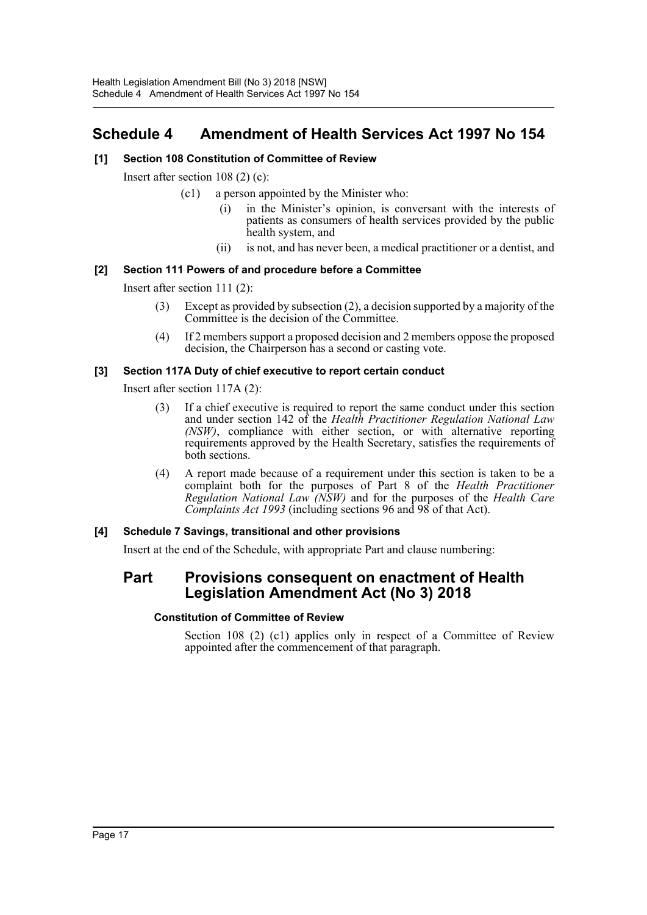# Schedule 4 Amendment of Health Services Act 1997 No 154

### [1] Section 108 Constitution of Committee of Review

Insert after section 108 (2) (c):

(c1) a person appointed by the Minister who:

(i) in the Minister's opinion, is conversant with the interests of patients as consumers of health services provided by the public health system, and

(ii) is not, and has never been, a medical practitioner or a dentist, and

### [2] Section 111 Powers of and procedure before a Committee

Insert after section 111 (2):

(3) Except as provided by subsection (2), a decision supported by a majority of the Committee is the decision of the Committee.

(4) If 2 members support a proposed decision and 2 members oppose the proposed decision, the Chairperson has a second or casting vote.

### [3] Section 117A Duty of chief executive to report certain conduct

Insert after section 117A (2):

(3) If a chief executive is required to report the same conduct under this section and under section 142 of the *Health Practitioner Regulation National Law (NSW)*, compliance with either section, or with alternative reporting requirements approved by the Health Secretary, satisfies the requirements of both sections.

(4) A report made because of a requirement under this section is taken to be a complaint both for the purposes of Part 8 of the *Health Practitioner Regulation National Law (NSW)* and for the purposes of the *Health Care Complaints Act 1993* (including sections 96 and 98 of that Act).

### [4] Schedule 7 Savings, transitional and other provisions

Insert at the end of the Schedule, with appropriate Part and clause numbering:

## Part Provisions consequent on enactment of Health Legislation Amendment Act (No 3) 2018

#### Constitution of Committee of Review

Section 108 (2) (c1) applies only in respect of a Committee of Review appointed after the commencement of that paragraph.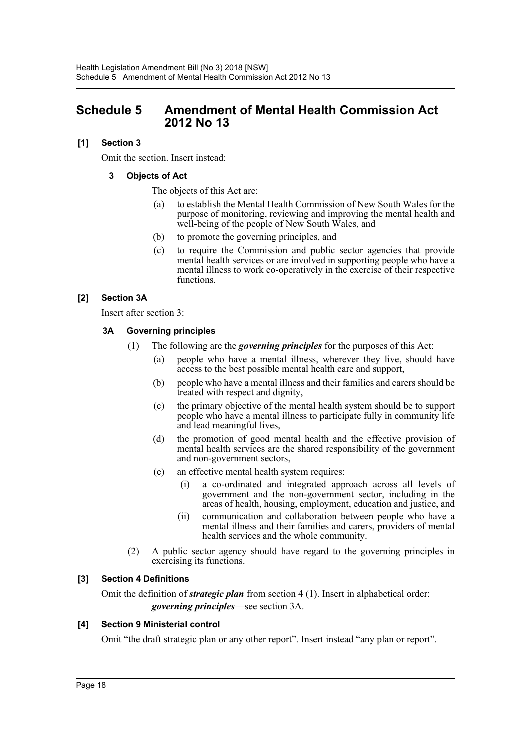# Schedule 5 Amendment of Mental Health Commission Act 2012 No 13

### [1] Section 3

Omit the section. Insert instead:

#### 3 Objects of Act

The objects of this Act are:

(a) to establish the Mental Health Commission of New South Wales for the purpose of monitoring, reviewing and improving the mental health and well-being of the people of New South Wales, and

(b) to promote the governing principles, and

(c) to require the Commission and public sector agencies that provide mental health services or are involved in supporting people who have a mental illness to work co-operatively in the exercise of their respective functions.

### [2] Section 3A

Insert after section 3:

#### 3A Governing principles

(1) The following are the ***governing principles*** for the purposes of this Act:

(a) people who have a mental illness, wherever they live, should have access to the best possible mental health care and support,

(b) people who have a mental illness and their families and carers should be treated with respect and dignity,

(c) the primary objective of the mental health system should be to support people who have a mental illness to participate fully in community life and lead meaningful lives,

(d) the promotion of good mental health and the effective provision of mental health services are the shared responsibility of the government and non-government sectors,

(e) an effective mental health system requires:

(i) a co-ordinated and integrated approach across all levels of government and the non-government sector, including in the areas of health, housing, employment, education and justice, and

(ii) communication and collaboration between people who have a mental illness and their families and carers, providers of mental health services and the whole community.

(2) A public sector agency should have regard to the governing principles in exercising its functions.

### [3] Section 4 Definitions

Omit the definition of ***strategic plan*** from section 4 (1). Insert in alphabetical order:

***governing principles***—see section 3A.

### [4] Section 9 Ministerial control

Omit "the draft strategic plan or any other report". Insert instead "any plan or report".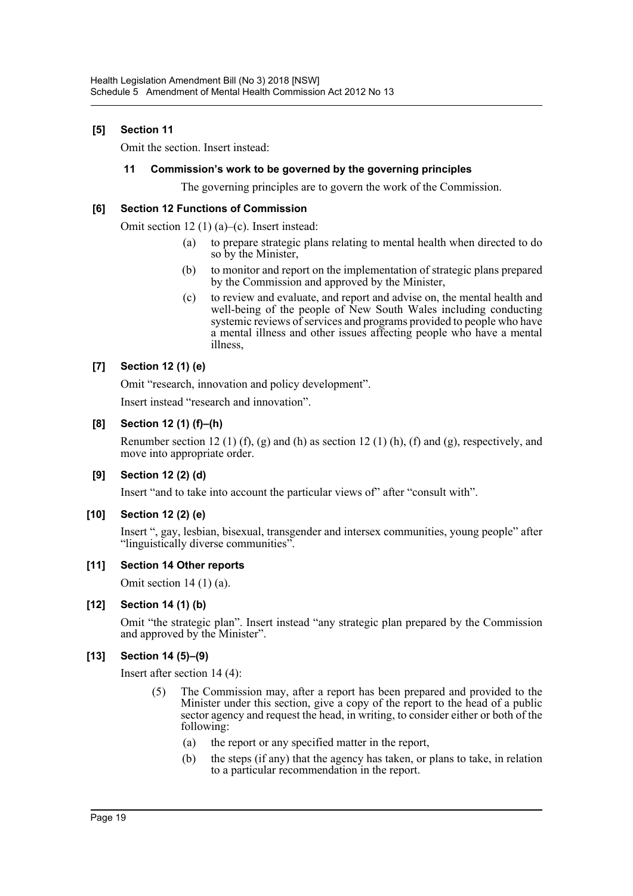**[5] Section 11**

Omit the section. Insert instead:

**11 Commission's work to be governed by the governing principles**

The governing principles are to govern the work of the Commission.

**[6] Section 12 Functions of Commission**

Omit section 12 (1) (a)–(c). Insert instead:

- (a) to prepare strategic plans relating to mental health when directed to do so by the Minister,
- (b) to monitor and report on the implementation of strategic plans prepared by the Commission and approved by the Minister,
- (c) to review and evaluate, and report and advise on, the mental health and well-being of the people of New South Wales including conducting systemic reviews of services and programs provided to people who have a mental illness and other issues affecting people who have a mental illness,

**[7] Section 12 (1) (e)**

Omit "research, innovation and policy development".

Insert instead "research and innovation".

**[8] Section 12 (1) (f)–(h)**

Renumber section 12 (1) (f), (g) and (h) as section 12 (1) (h), (f) and (g), respectively, and move into appropriate order.

**[9] Section 12 (2) (d)**

Insert "and to take into account the particular views of" after "consult with".

**[10] Section 12 (2) (e)**

Insert ", gay, lesbian, bisexual, transgender and intersex communities, young people" after "linguistically diverse communities".

**[11] Section 14 Other reports**

Omit section 14 (1) (a).

**[12] Section 14 (1) (b)**

Omit "the strategic plan". Insert instead "any strategic plan prepared by the Commission and approved by the Minister".

**[13] Section 14 (5)–(9)**

Insert after section 14 (4):

(5) The Commission may, after a report has been prepared and provided to the Minister under this section, give a copy of the report to the head of a public sector agency and request the head, in writing, to consider either or both of the following:

- (a) the report or any specified matter in the report,
- (b) the steps (if any) that the agency has taken, or plans to take, in relation to a particular recommendation in the report.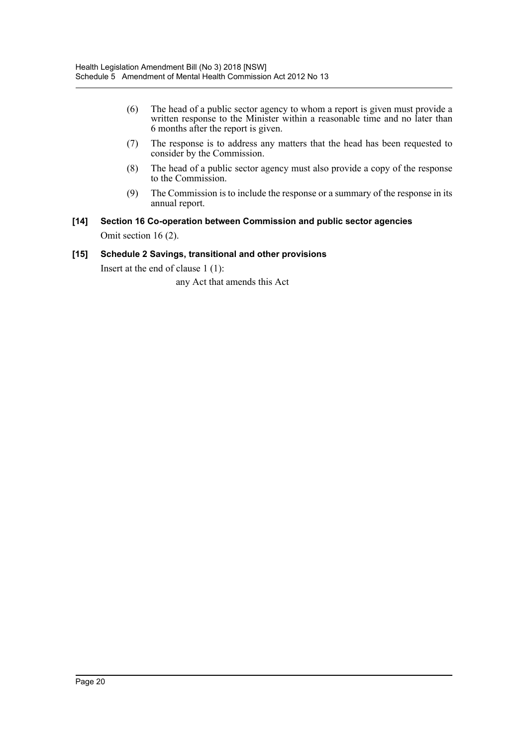(6) The head of a public sector agency to whom a report is given must provide a written response to the Minister within a reasonable time and no later than 6 months after the report is given.

(7) The response is to address any matters that the head has been requested to consider by the Commission.

(8) The head of a public sector agency must also provide a copy of the response to the Commission.

(9) The Commission is to include the response or a summary of the response in its annual report.

**[14] Section 16 Co-operation between Commission and public sector agencies**

Omit section 16 (2).

**[15] Schedule 2 Savings, transitional and other provisions**

Insert at the end of clause 1 (1):

any Act that amends this Act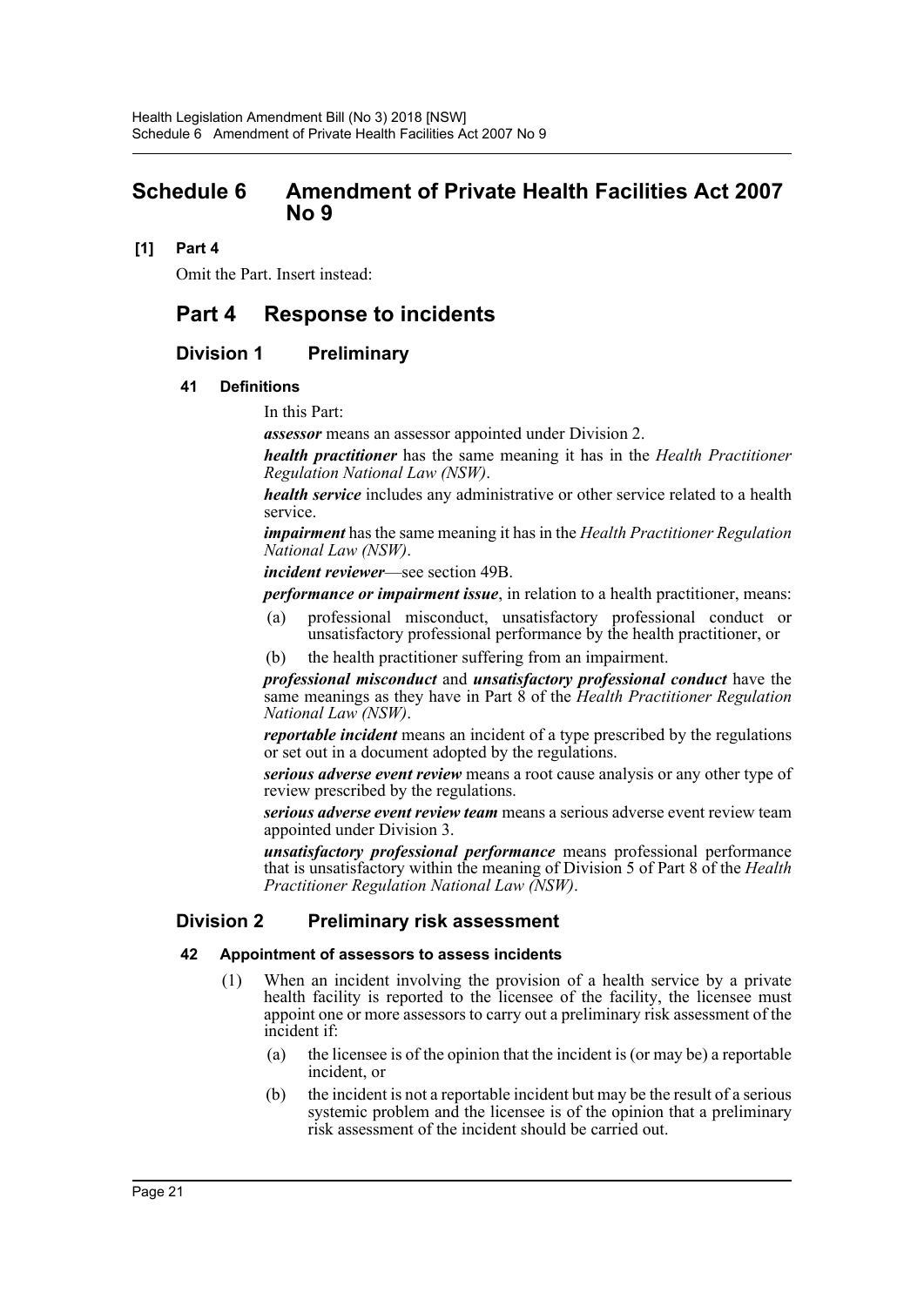# Schedule 6 Amendment of Private Health Facilities Act 2007 No 9

**[1] Part 4**

Omit the Part. Insert instead:

## Part 4 Response to incidents

### Division 1 Preliminary

#### 41 Definitions

In this Part:

***assessor*** means an assessor appointed under Division 2.

***health practitioner*** has the same meaning it has in the *Health Practitioner Regulation National Law (NSW)*.

***health service*** includes any administrative or other service related to a health service.

***impairment*** has the same meaning it has in the *Health Practitioner Regulation National Law (NSW)*.

***incident reviewer***—see section 49B.

***performance or impairment issue***, in relation to a health practitioner, means:

(a) professional misconduct, unsatisfactory professional conduct or unsatisfactory professional performance by the health practitioner, or

(b) the health practitioner suffering from an impairment.

***professional misconduct*** and ***unsatisfactory professional conduct*** have the same meanings as they have in Part 8 of the *Health Practitioner Regulation National Law (NSW)*.

***reportable incident*** means an incident of a type prescribed by the regulations or set out in a document adopted by the regulations.

***serious adverse event review*** means a root cause analysis or any other type of review prescribed by the regulations.

***serious adverse event review team*** means a serious adverse event review team appointed under Division 3.

***unsatisfactory professional performance*** means professional performance that is unsatisfactory within the meaning of Division 5 of Part 8 of the *Health Practitioner Regulation National Law (NSW)*.

### Division 2 Preliminary risk assessment

#### 42 Appointment of assessors to assess incidents

(1) When an incident involving the provision of a health service by a private health facility is reported to the licensee of the facility, the licensee must appoint one or more assessors to carry out a preliminary risk assessment of the incident if:

(a) the licensee is of the opinion that the incident is (or may be) a reportable incident, or

(b) the incident is not a reportable incident but may be the result of a serious systemic problem and the licensee is of the opinion that a preliminary risk assessment of the incident should be carried out.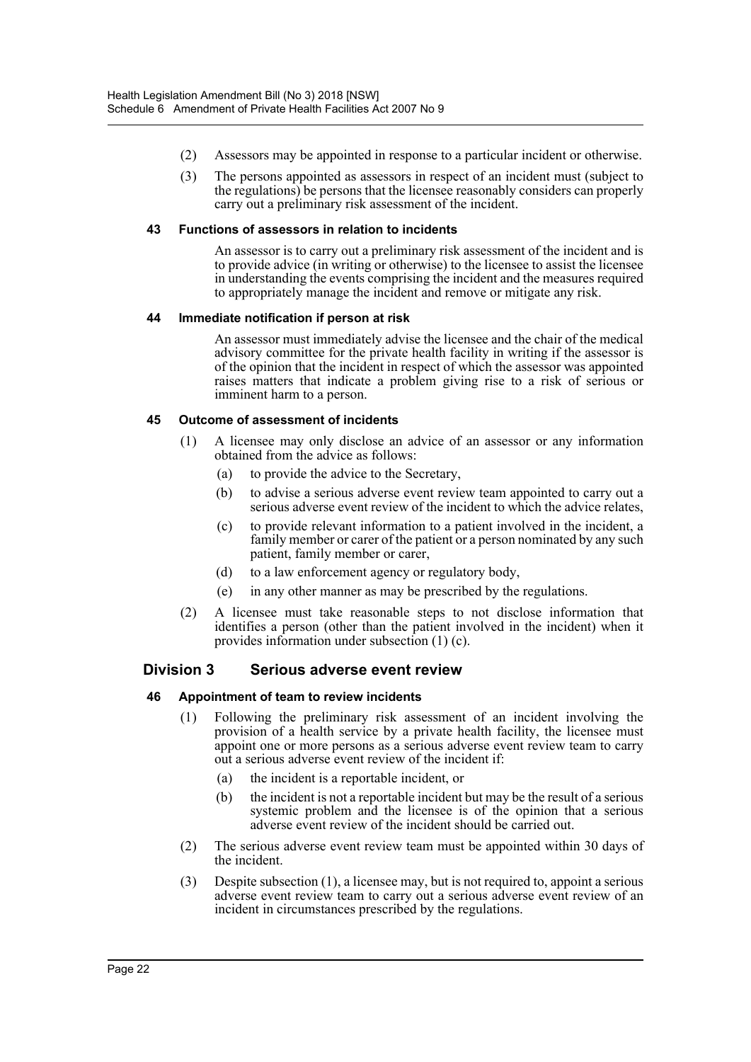(2) Assessors may be appointed in response to a particular incident or otherwise.

(3) The persons appointed as assessors in respect of an incident must (subject to the regulations) be persons that the licensee reasonably considers can properly carry out a preliminary risk assessment of the incident.

#### 43 Functions of assessors in relation to incidents

An assessor is to carry out a preliminary risk assessment of the incident and is to provide advice (in writing or otherwise) to the licensee to assist the licensee in understanding the events comprising the incident and the measures required to appropriately manage the incident and remove or mitigate any risk.

#### 44 Immediate notification if person at risk

An assessor must immediately advise the licensee and the chair of the medical advisory committee for the private health facility in writing if the assessor is of the opinion that the incident in respect of which the assessor was appointed raises matters that indicate a problem giving rise to a risk of serious or imminent harm to a person.

#### 45 Outcome of assessment of incidents

(1) A licensee may only disclose an advice of an assessor or any information obtained from the advice as follows:

(a) to provide the advice to the Secretary,

(b) to advise a serious adverse event review team appointed to carry out a serious adverse event review of the incident to which the advice relates,

(c) to provide relevant information to a patient involved in the incident, a family member or carer of the patient or a person nominated by any such patient, family member or carer,

(d) to a law enforcement agency or regulatory body,

(e) in any other manner as may be prescribed by the regulations.

(2) A licensee must take reasonable steps to not disclose information that identifies a person (other than the patient involved in the incident) when it provides information under subsection (1) (c).

### Division 3 Serious adverse event review

#### 46 Appointment of team to review incidents

(1) Following the preliminary risk assessment of an incident involving the provision of a health service by a private health facility, the licensee must appoint one or more persons as a serious adverse event review team to carry out a serious adverse event review of the incident if:

(a) the incident is a reportable incident, or

(b) the incident is not a reportable incident but may be the result of a serious systemic problem and the licensee is of the opinion that a serious adverse event review of the incident should be carried out.

(2) The serious adverse event review team must be appointed within 30 days of the incident.

(3) Despite subsection (1), a licensee may, but is not required to, appoint a serious adverse event review team to carry out a serious adverse event review of an incident in circumstances prescribed by the regulations.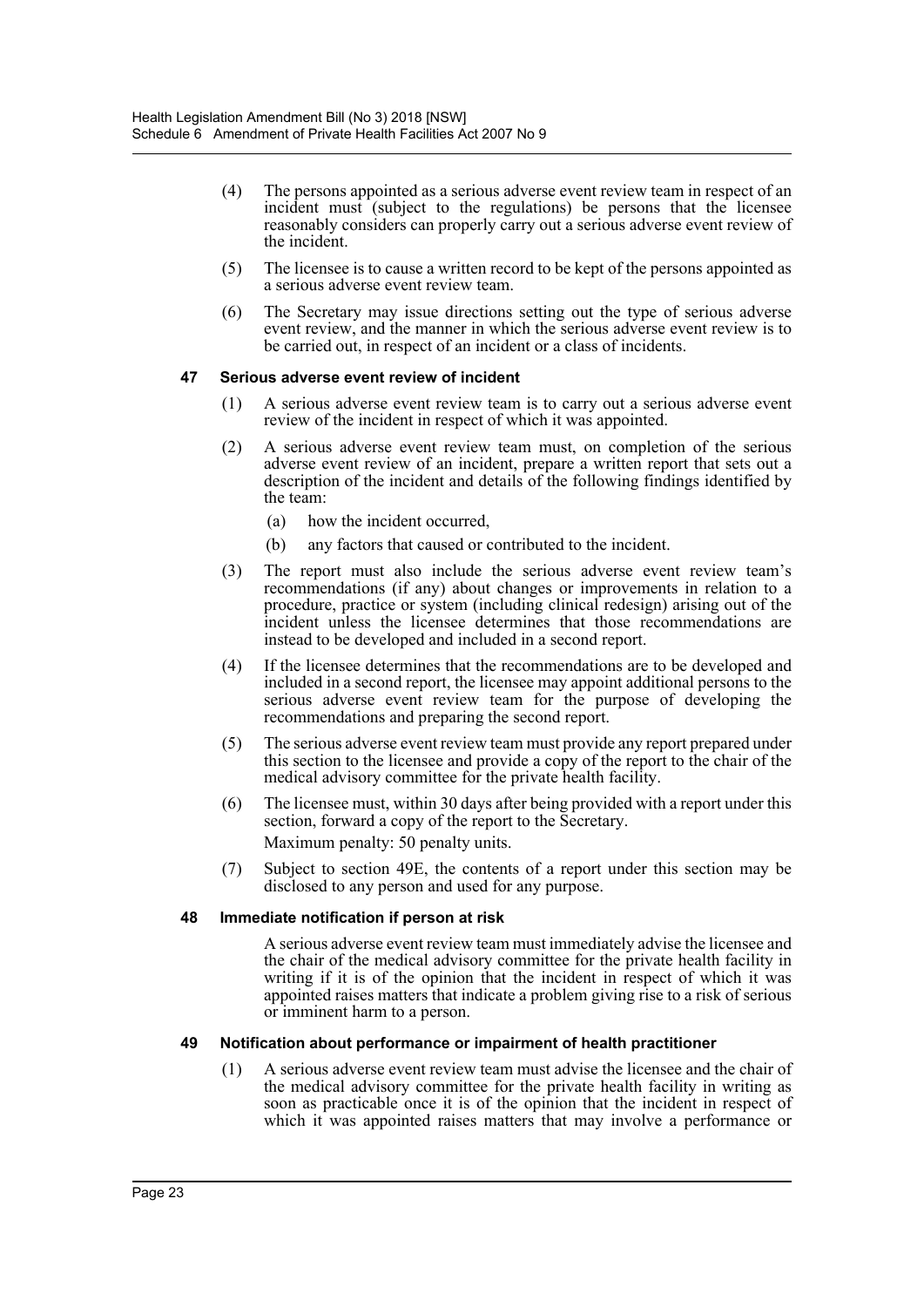(4) The persons appointed as a serious adverse event review team in respect of an incident must (subject to the regulations) be persons that the licensee reasonably considers can properly carry out a serious adverse event review of the incident.

(5) The licensee is to cause a written record to be kept of the persons appointed as a serious adverse event review team.

(6) The Secretary may issue directions setting out the type of serious adverse event review, and the manner in which the serious adverse event review is to be carried out, in respect of an incident or a class of incidents.

#### 47 Serious adverse event review of incident

(1) A serious adverse event review team is to carry out a serious adverse event review of the incident in respect of which it was appointed.

(2) A serious adverse event review team must, on completion of the serious adverse event review of an incident, prepare a written report that sets out a description of the incident and details of the following findings identified by the team:

(a) how the incident occurred,

(b) any factors that caused or contributed to the incident.

(3) The report must also include the serious adverse event review team's recommendations (if any) about changes or improvements in relation to a procedure, practice or system (including clinical redesign) arising out of the incident unless the licensee determines that those recommendations are instead to be developed and included in a second report.

(4) If the licensee determines that the recommendations are to be developed and included in a second report, the licensee may appoint additional persons to the serious adverse event review team for the purpose of developing the recommendations and preparing the second report.

(5) The serious adverse event review team must provide any report prepared under this section to the licensee and provide a copy of the report to the chair of the medical advisory committee for the private health facility.

(6) The licensee must, within 30 days after being provided with a report under this section, forward a copy of the report to the Secretary.

Maximum penalty: 50 penalty units.

(7) Subject to section 49E, the contents of a report under this section may be disclosed to any person and used for any purpose.

#### 48 Immediate notification if person at risk

A serious adverse event review team must immediately advise the licensee and the chair of the medical advisory committee for the private health facility in writing if it is of the opinion that the incident in respect of which it was appointed raises matters that indicate a problem giving rise to a risk of serious or imminent harm to a person.

#### 49 Notification about performance or impairment of health practitioner

(1) A serious adverse event review team must advise the licensee and the chair of the medical advisory committee for the private health facility in writing as soon as practicable once it is of the opinion that the incident in respect of which it was appointed raises matters that may involve a performance or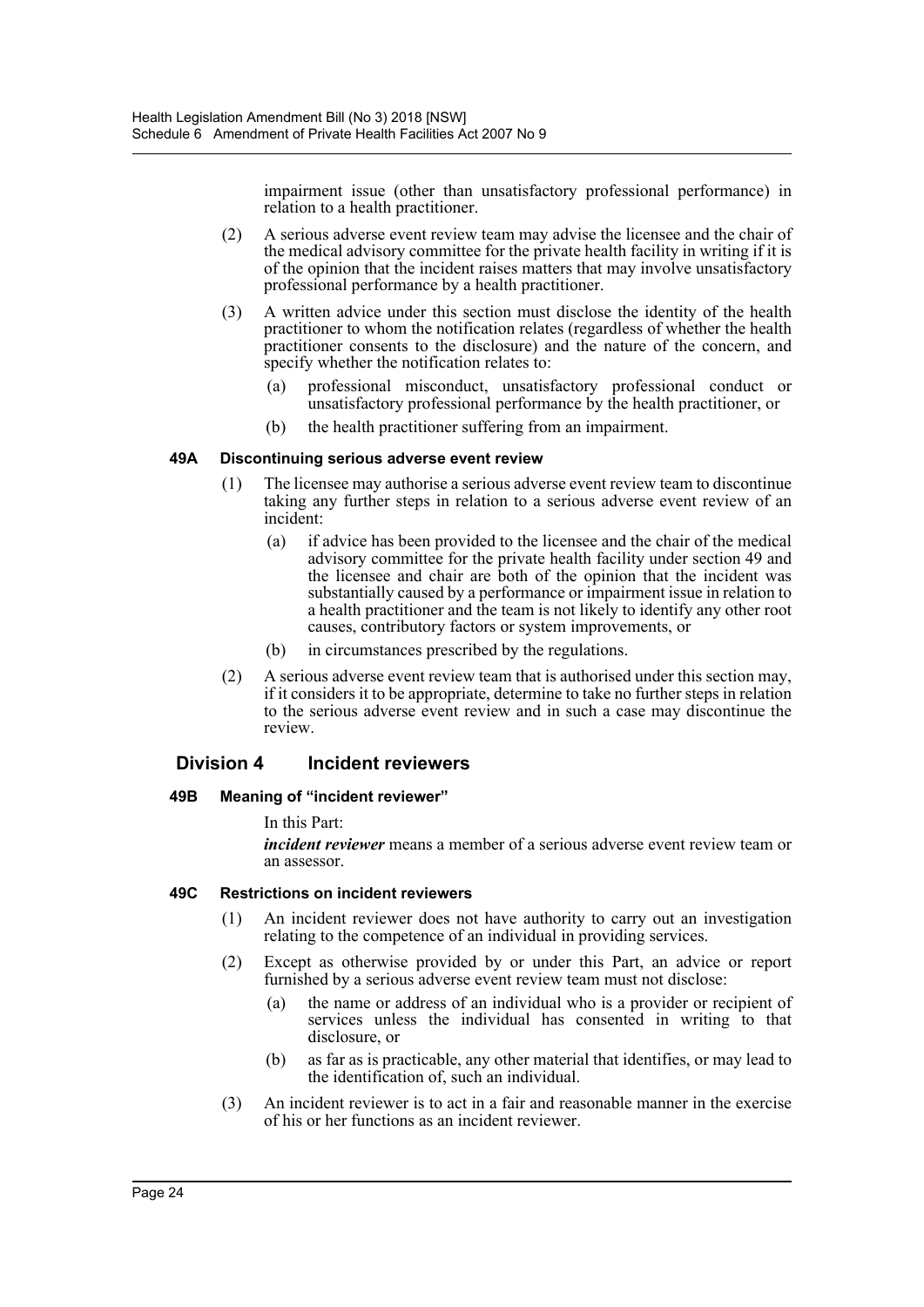impairment issue (other than unsatisfactory professional performance) in relation to a health practitioner.

(2) A serious adverse event review team may advise the licensee and the chair of the medical advisory committee for the private health facility in writing if it is of the opinion that the incident raises matters that may involve unsatisfactory professional performance by a health practitioner.

(3) A written advice under this section must disclose the identity of the health practitioner to whom the notification relates (regardless of whether the health practitioner consents to the disclosure) and the nature of the concern, and specify whether the notification relates to:

(a) professional misconduct, unsatisfactory professional conduct or unsatisfactory professional performance by the health practitioner, or

(b) the health practitioner suffering from an impairment.

#### 49A Discontinuing serious adverse event review

(1) The licensee may authorise a serious adverse event review team to discontinue taking any further steps in relation to a serious adverse event review of an incident:

(a) if advice has been provided to the licensee and the chair of the medical advisory committee for the private health facility under section 49 and the licensee and chair are both of the opinion that the incident was substantially caused by a performance or impairment issue in relation to a health practitioner and the team is not likely to identify any other root causes, contributory factors or system improvements, or

(b) in circumstances prescribed by the regulations.

(2) A serious adverse event review team that is authorised under this section may, if it considers it to be appropriate, determine to take no further steps in relation to the serious adverse event review and in such a case may discontinue the review.

### Division 4 Incident reviewers

#### 49B Meaning of "incident reviewer"

In this Part:

***incident reviewer*** means a member of a serious adverse event review team or an assessor.

#### 49C Restrictions on incident reviewers

(1) An incident reviewer does not have authority to carry out an investigation relating to the competence of an individual in providing services.

(2) Except as otherwise provided by or under this Part, an advice or report furnished by a serious adverse event review team must not disclose:

(a) the name or address of an individual who is a provider or recipient of services unless the individual has consented in writing to that disclosure, or

(b) as far as is practicable, any other material that identifies, or may lead to the identification of, such an individual.

(3) An incident reviewer is to act in a fair and reasonable manner in the exercise of his or her functions as an incident reviewer.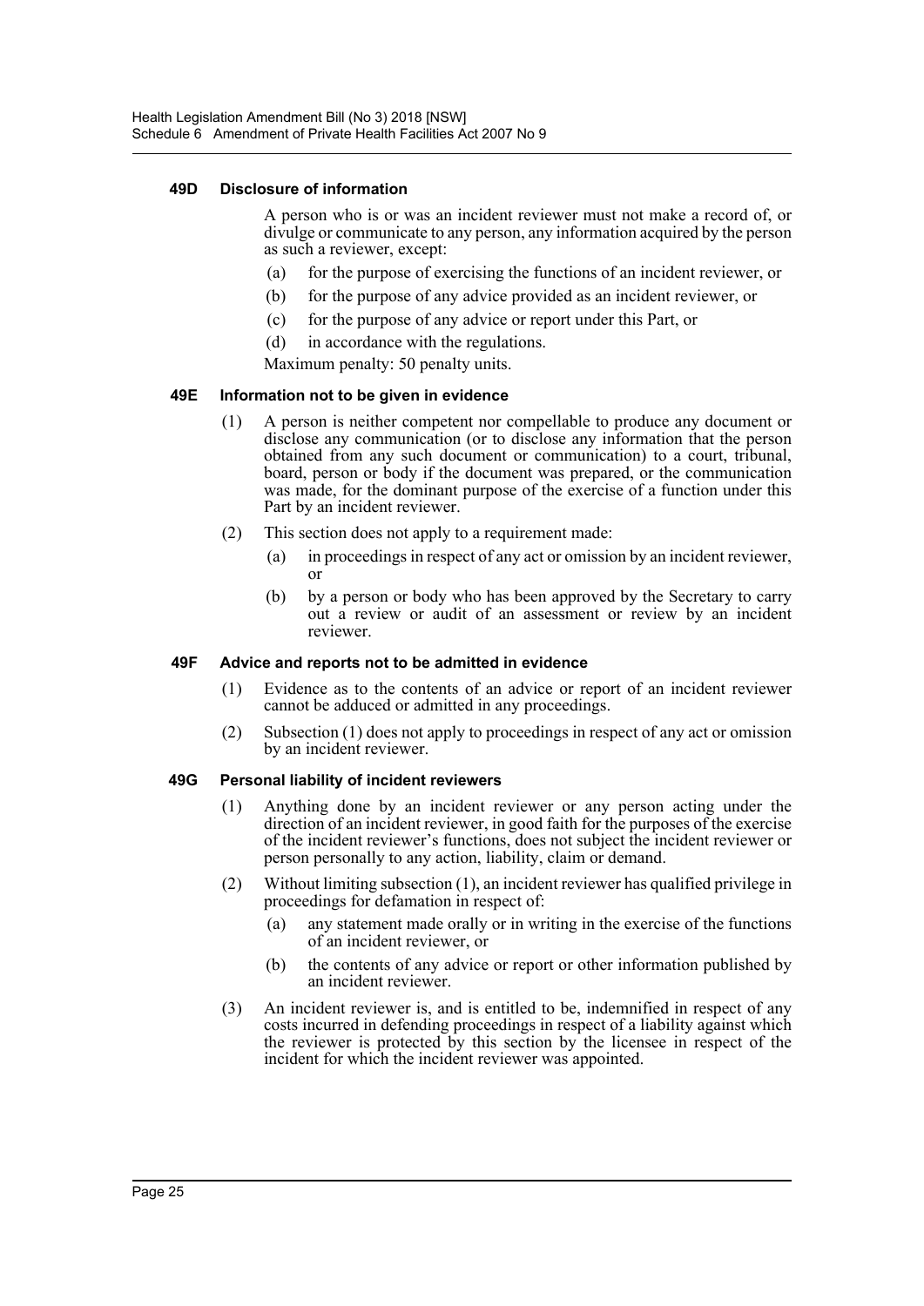#### 49D Disclosure of information

A person who is or was an incident reviewer must not make a record of, or divulge or communicate to any person, any information acquired by the person as such a reviewer, except:

(a) for the purpose of exercising the functions of an incident reviewer, or

(b) for the purpose of any advice provided as an incident reviewer, or

(c) for the purpose of any advice or report under this Part, or

(d) in accordance with the regulations.

Maximum penalty: 50 penalty units.

#### 49E Information not to be given in evidence

(1) A person is neither competent nor compellable to produce any document or disclose any communication (or to disclose any information that the person obtained from any such document or communication) to a court, tribunal, board, person or body if the document was prepared, or the communication was made, for the dominant purpose of the exercise of a function under this Part by an incident reviewer.

(2) This section does not apply to a requirement made:

(a) in proceedings in respect of any act or omission by an incident reviewer, or

(b) by a person or body who has been approved by the Secretary to carry out a review or audit of an assessment or review by an incident reviewer.

#### 49F Advice and reports not to be admitted in evidence

(1) Evidence as to the contents of an advice or report of an incident reviewer cannot be adduced or admitted in any proceedings.

(2) Subsection (1) does not apply to proceedings in respect of any act or omission by an incident reviewer.

#### 49G Personal liability of incident reviewers

(1) Anything done by an incident reviewer or any person acting under the direction of an incident reviewer, in good faith for the purposes of the exercise of the incident reviewer's functions, does not subject the incident reviewer or person personally to any action, liability, claim or demand.

(2) Without limiting subsection (1), an incident reviewer has qualified privilege in proceedings for defamation in respect of:

(a) any statement made orally or in writing in the exercise of the functions of an incident reviewer, or

(b) the contents of any advice or report or other information published by an incident reviewer.

(3) An incident reviewer is, and is entitled to be, indemnified in respect of any costs incurred in defending proceedings in respect of a liability against which the reviewer is protected by this section by the licensee in respect of the incident for which the incident reviewer was appointed.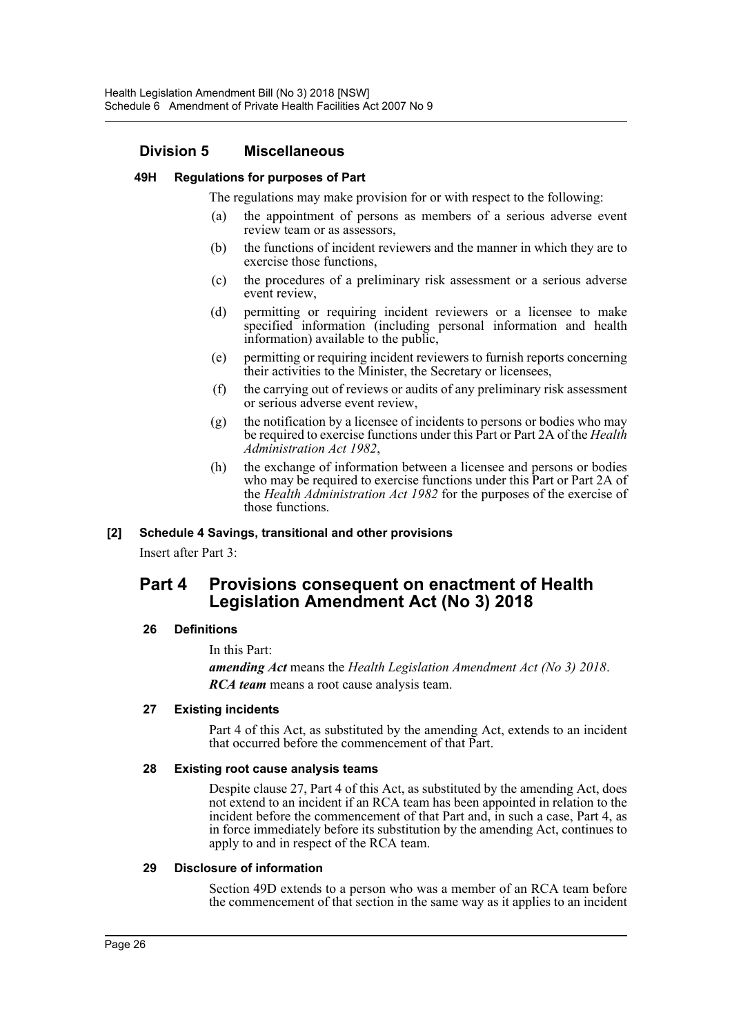## Division 5 Miscellaneous

### 49H Regulations for purposes of Part

The regulations may make provision for or with respect to the following:

(a) the appointment of persons as members of a serious adverse event review team or as assessors,

(b) the functions of incident reviewers and the manner in which they are to exercise those functions,

(c) the procedures of a preliminary risk assessment or a serious adverse event review,

(d) permitting or requiring incident reviewers or a licensee to make specified information (including personal information and health information) available to the public,

(e) permitting or requiring incident reviewers to furnish reports concerning their activities to the Minister, the Secretary or licensees,

(f) the carrying out of reviews or audits of any preliminary risk assessment or serious adverse event review,

(g) the notification by a licensee of incidents to persons or bodies who may be required to exercise functions under this Part or Part 2A of the *Health Administration Act 1982*,

(h) the exchange of information between a licensee and persons or bodies who may be required to exercise functions under this Part or Part 2A of the *Health Administration Act 1982* for the purposes of the exercise of those functions.

**[2] Schedule 4 Savings, transitional and other provisions**

Insert after Part 3:

# Part 4 Provisions consequent on enactment of Health Legislation Amendment Act (No 3) 2018

### 26 Definitions

In this Part:

***amending Act*** means the *Health Legislation Amendment Act (No 3) 2018*.

***RCA team*** means a root cause analysis team.

### 27 Existing incidents

Part 4 of this Act, as substituted by the amending Act, extends to an incident that occurred before the commencement of that Part.

### 28 Existing root cause analysis teams

Despite clause 27, Part 4 of this Act, as substituted by the amending Act, does not extend to an incident if an RCA team has been appointed in relation to the incident before the commencement of that Part and, in such a case, Part 4, as in force immediately before its substitution by the amending Act, continues to apply to and in respect of the RCA team.

### 29 Disclosure of information

Section 49D extends to a person who was a member of an RCA team before the commencement of that section in the same way as it applies to an incident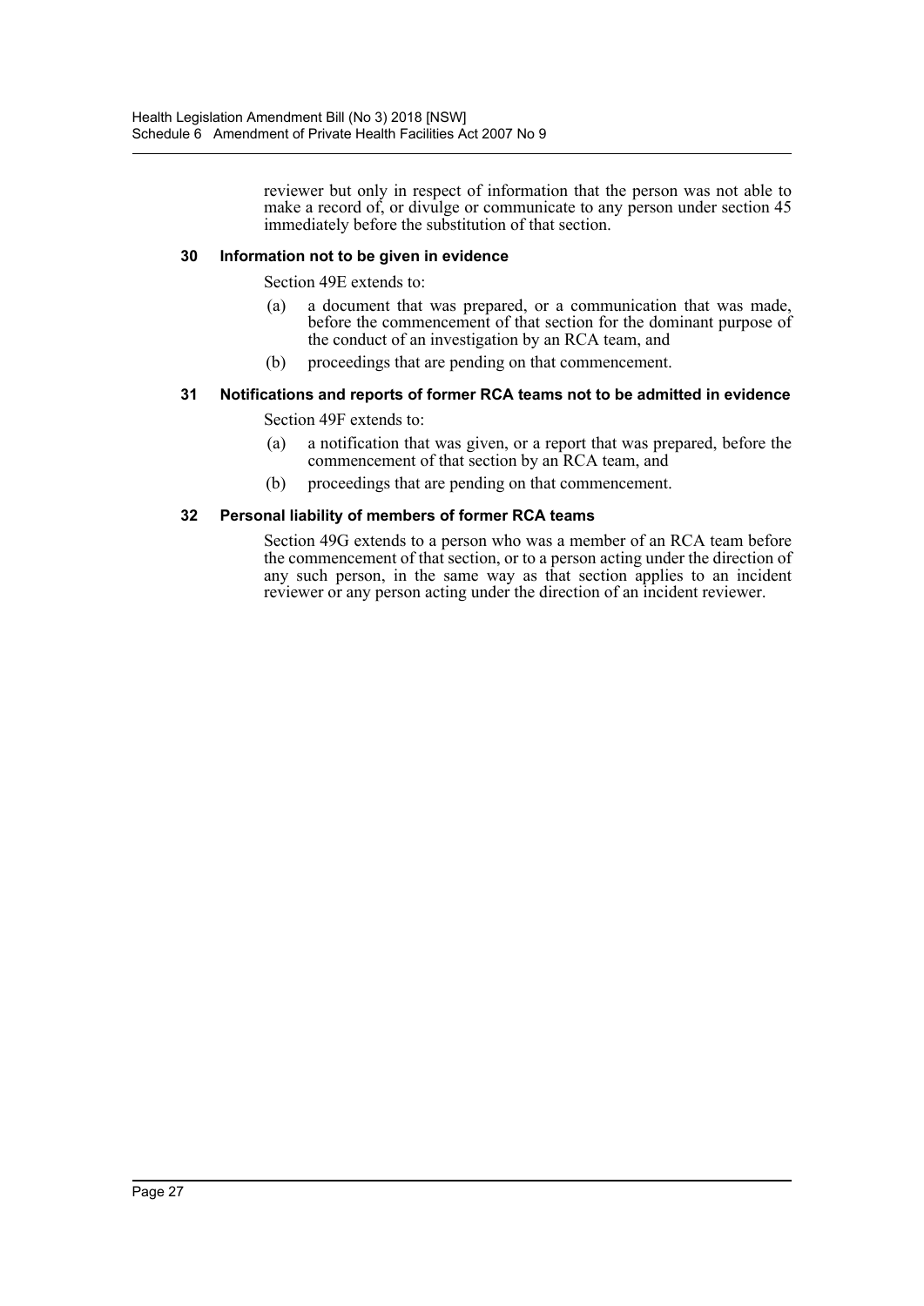reviewer but only in respect of information that the person was not able to make a record of, or divulge or communicate to any person under section 45 immediately before the substitution of that section.

### 30 Information not to be given in evidence

Section 49E extends to:

(a) a document that was prepared, or a communication that was made, before the commencement of that section for the dominant purpose of the conduct of an investigation by an RCA team, and

(b) proceedings that are pending on that commencement.

### 31 Notifications and reports of former RCA teams not to be admitted in evidence

Section 49F extends to:

(a) a notification that was given, or a report that was prepared, before the commencement of that section by an RCA team, and

(b) proceedings that are pending on that commencement.

### 32 Personal liability of members of former RCA teams

Section 49G extends to a person who was a member of an RCA team before the commencement of that section, or to a person acting under the direction of any such person, in the same way as that section applies to an incident reviewer or any person acting under the direction of an incident reviewer.